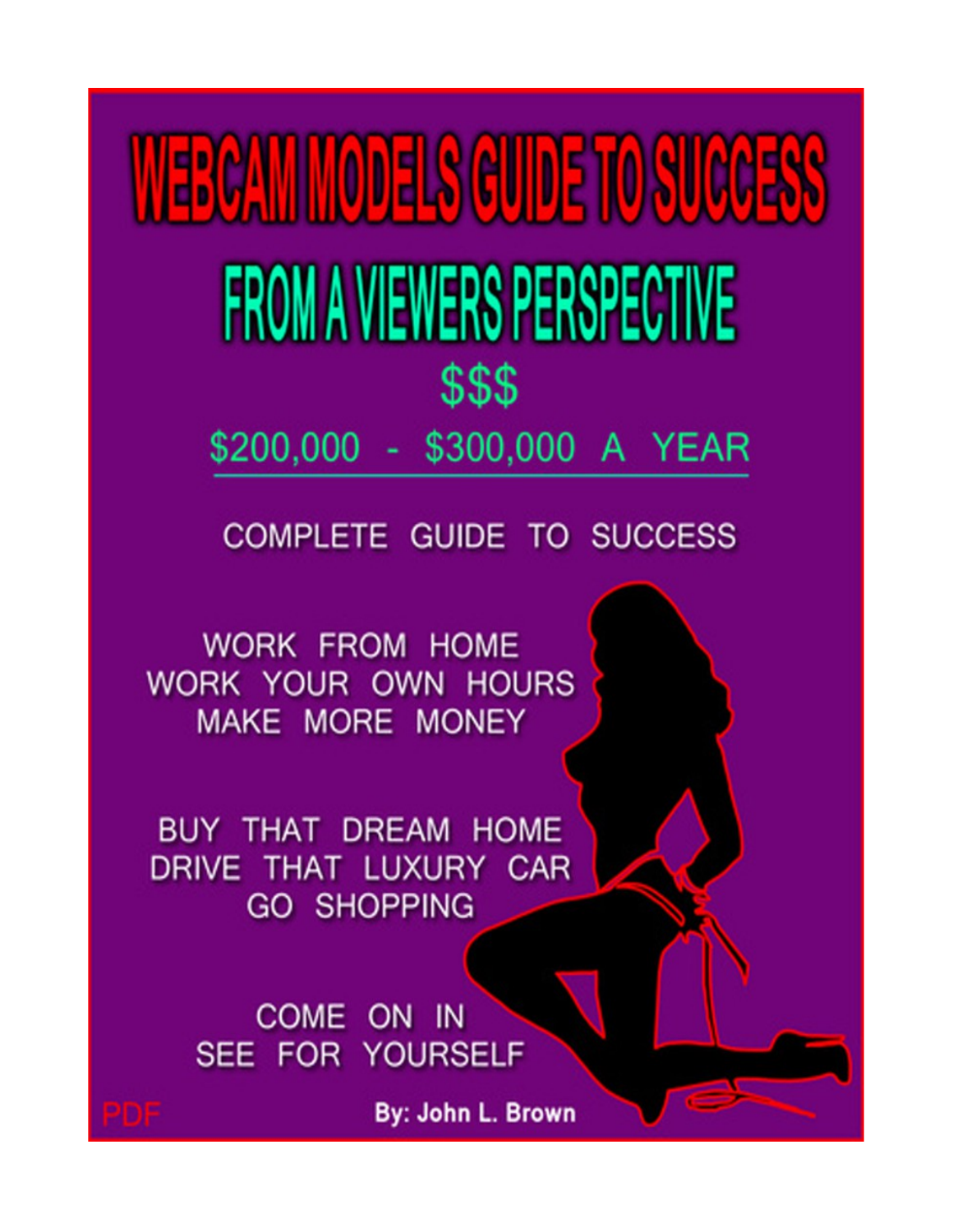# WEBCAM MODELS GUIDE TO SUCCESS

## FROM A VIEWERS PERSPECTIVE

$$$

$200,000 - $300,000 A YEAR

COMPLETE GUIDE TO SUCCESS

WORK FROM HOME
WORK YOUR OWN HOURS
MAKE MORE MONEY

BUY THAT DREAM HOME
DRIVE THAT LUXURY CAR
GO SHOPPING

COME ON IN
SEE FOR YOURSELF

PDF

**By: John L. Brown**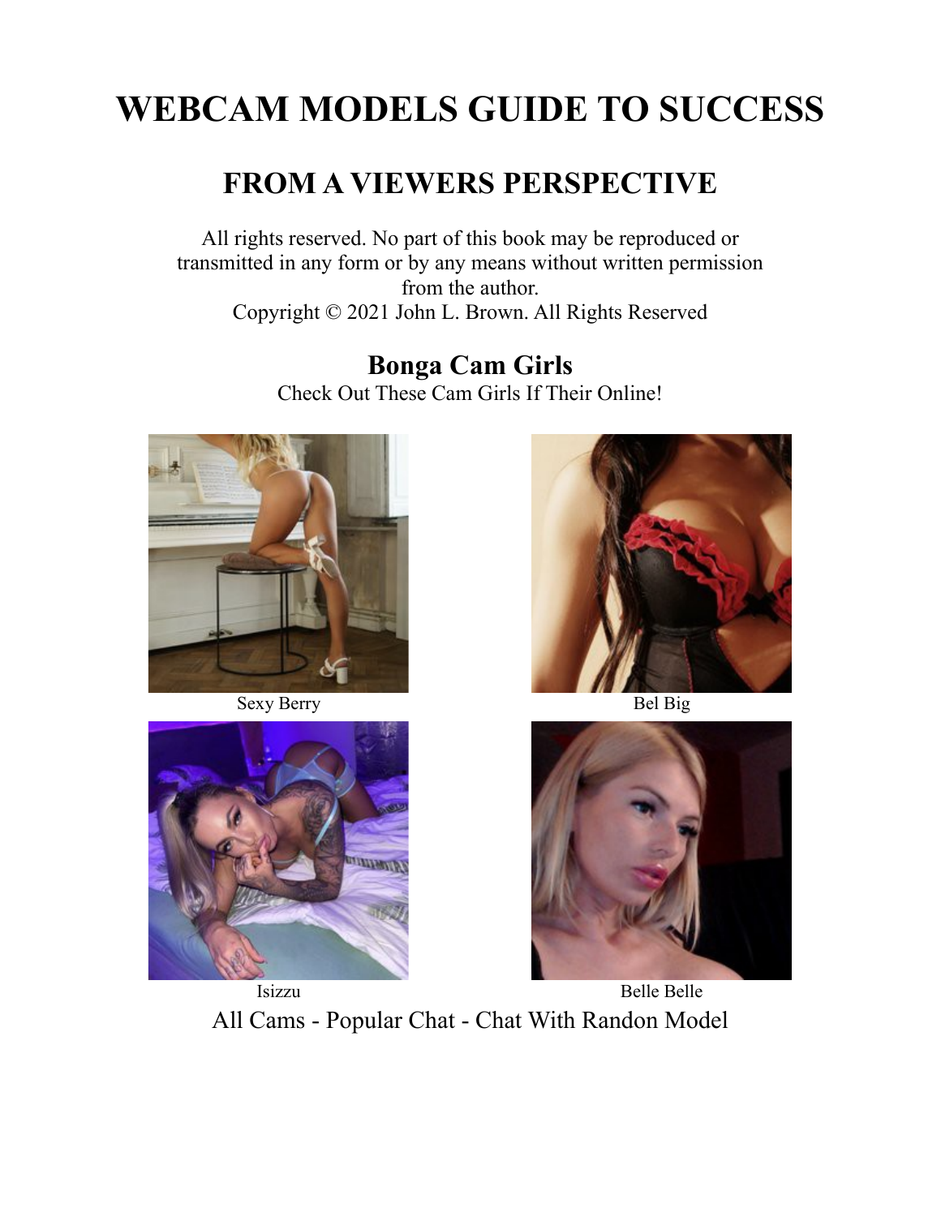# WEBCAM MODELS GUIDE TO SUCCESS

## FROM A VIEWERS PERSPECTIVE

All rights reserved. No part of this book may be reproduced or transmitted in any form or by any means without written permission from the author.
Copyright © 2021 John L. Brown. All Rights Reserved

### Bonga Cam Girls

Check Out These Cam Girls If Their Online!

Sexy Berry

Bel Big

Isizzu

Belle Belle

All Cams - Popular Chat - Chat With Randon Model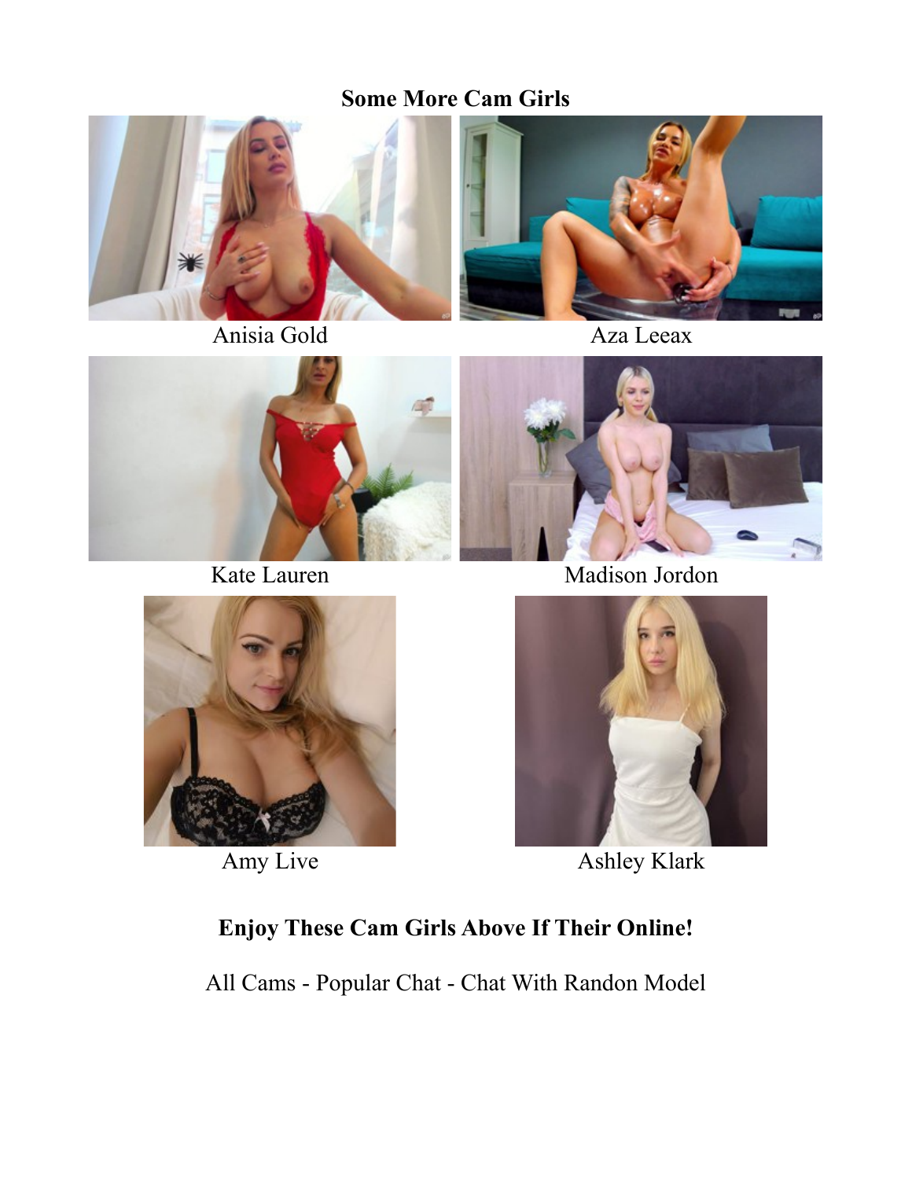**Some More Cam Girls**

Anisia Gold

Aza Leeax

Kate Lauren

Madison Jordon

Amy Live

Ashley Klark

**Enjoy These Cam Girls Above If Their Online!**

All Cams - Popular Chat - Chat With Randon Model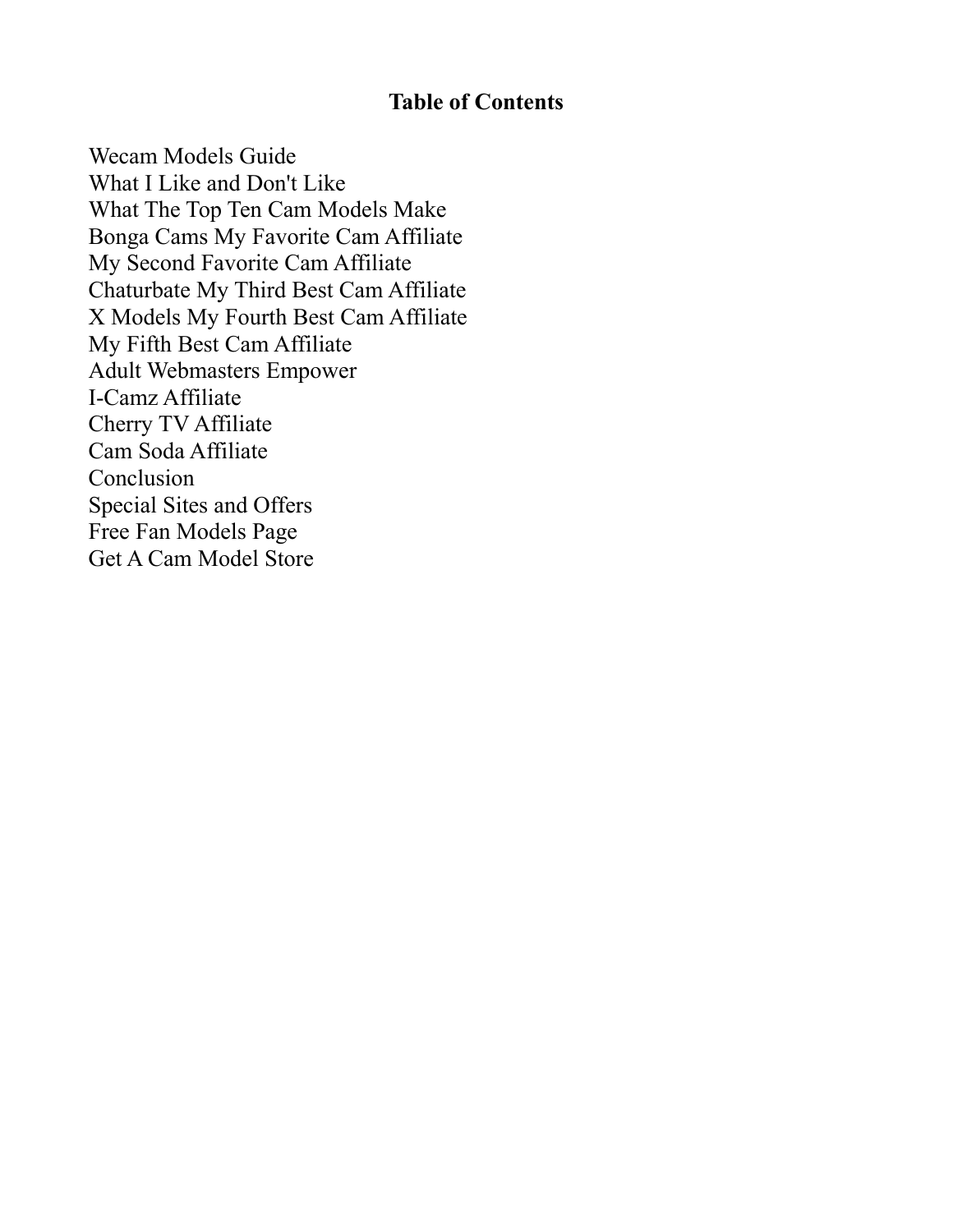## Table of Contents

Wecam Models Guide
What I Like and Don't Like
What The Top Ten Cam Models Make
Bonga Cams My Favorite Cam Affiliate
My Second Favorite Cam Affiliate
Chaturbate My Third Best Cam Affiliate
X Models My Fourth Best Cam Affiliate
My Fifth Best Cam Affiliate
Adult Webmasters Empower
I-Camz Affiliate
Cherry TV Affiliate
Cam Soda Affiliate
Conclusion
Special Sites and Offers
Free Fan Models Page
Get A Cam Model Store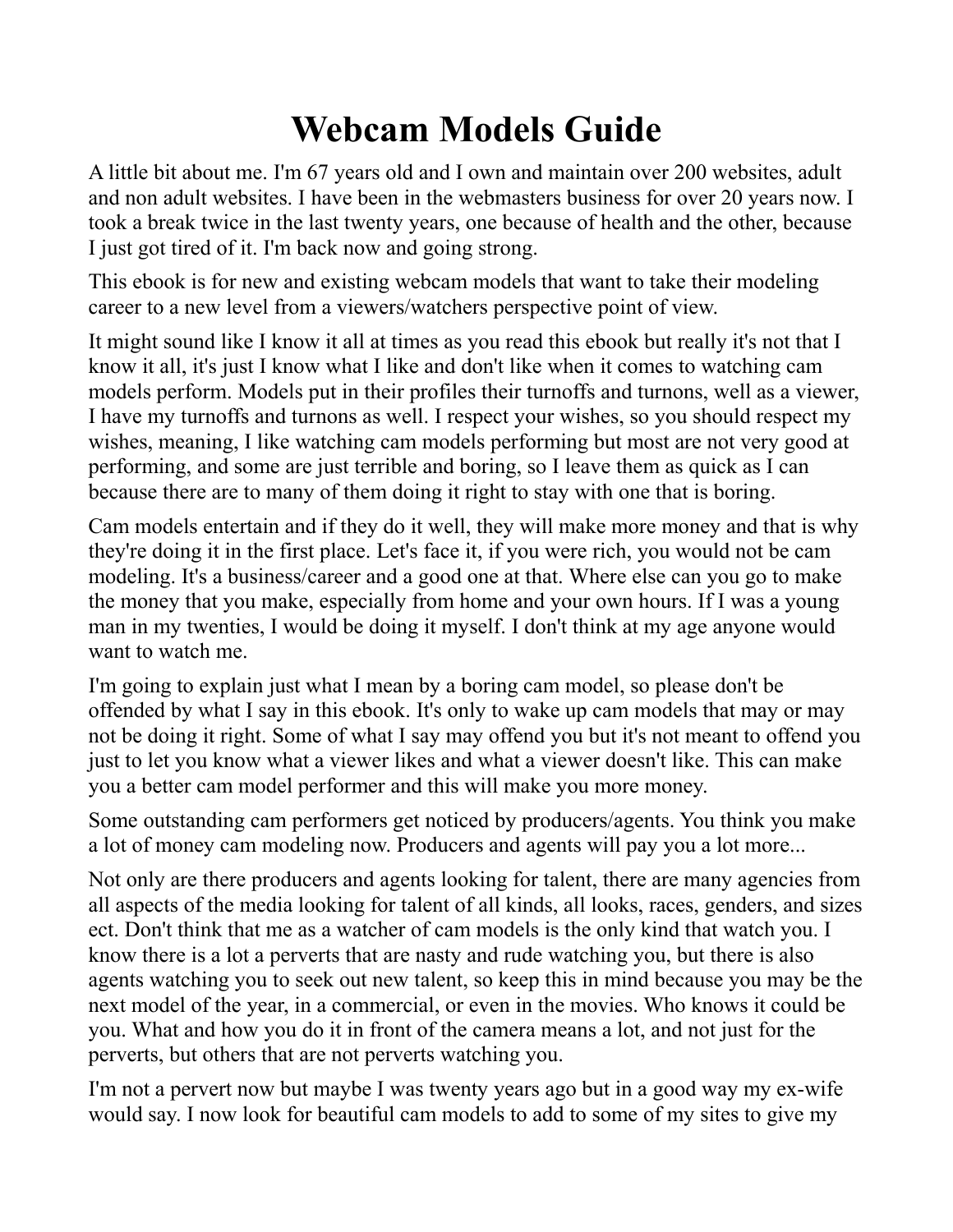# Webcam Models Guide

A little bit about me. I'm 67 years old and I own and maintain over 200 websites, adult and non adult websites. I have been in the webmasters business for over 20 years now. I took a break twice in the last twenty years, one because of health and the other, because I just got tired of it. I'm back now and going strong.

This ebook is for new and existing webcam models that want to take their modeling career to a new level from a viewers/watchers perspective point of view.

It might sound like I know it all at times as you read this ebook but really it's not that I know it all, it's just I know what I like and don't like when it comes to watching cam models perform. Models put in their profiles their turnoffs and turnons, well as a viewer, I have my turnoffs and turnons as well. I respect your wishes, so you should respect my wishes, meaning, I like watching cam models performing but most are not very good at performing, and some are just terrible and boring, so I leave them as quick as I can because there are to many of them doing it right to stay with one that is boring.

Cam models entertain and if they do it well, they will make more money and that is why they're doing it in the first place. Let's face it, if you were rich, you would not be cam modeling. It's a business/career and a good one at that. Where else can you go to make the money that you make, especially from home and your own hours. If I was a young man in my twenties, I would be doing it myself. I don't think at my age anyone would want to watch me.

I'm going to explain just what I mean by a boring cam model, so please don't be offended by what I say in this ebook. It's only to wake up cam models that may or may not be doing it right. Some of what I say may offend you but it's not meant to offend you just to let you know what a viewer likes and what a viewer doesn't like. This can make you a better cam model performer and this will make you more money.

Some outstanding cam performers get noticed by producers/agents. You think you make a lot of money cam modeling now. Producers and agents will pay you a lot more...

Not only are there producers and agents looking for talent, there are many agencies from all aspects of the media looking for talent of all kinds, all looks, races, genders, and sizes ect. Don't think that me as a watcher of cam models is the only kind that watch you. I know there is a lot a perverts that are nasty and rude watching you, but there is also agents watching you to seek out new talent, so keep this in mind because you may be the next model of the year, in a commercial, or even in the movies. Who knows it could be you. What and how you do it in front of the camera means a lot, and not just for the perverts, but others that are not perverts watching you.

I'm not a pervert now but maybe I was twenty years ago but in a good way my ex-wife would say. I now look for beautiful cam models to add to some of my sites to give my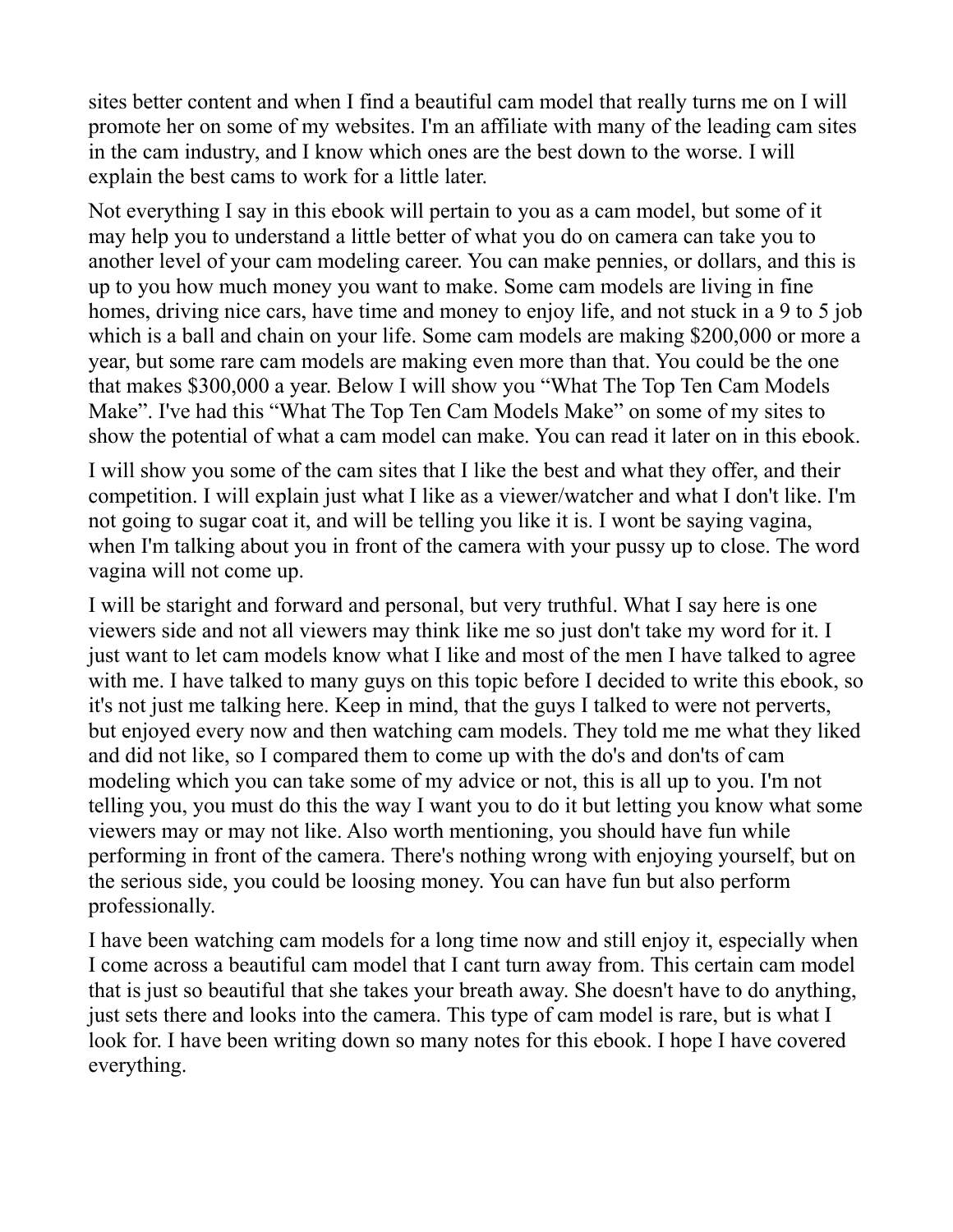sites better content and when I find a beautiful cam model that really turns me on I will promote her on some of my websites. I'm an affiliate with many of the leading cam sites in the cam industry, and I know which ones are the best down to the worse. I will explain the best cams to work for a little later.

Not everything I say in this ebook will pertain to you as a cam model, but some of it may help you to understand a little better of what you do on camera can take you to another level of your cam modeling career. You can make pennies, or dollars, and this is up to you how much money you want to make. Some cam models are living in fine homes, driving nice cars, have time and money to enjoy life, and not stuck in a 9 to 5 job which is a ball and chain on your life. Some cam models are making $200,000 or more a year, but some rare cam models are making even more than that. You could be the one that makes $300,000 a year. Below I will show you "What The Top Ten Cam Models Make". I've had this "What The Top Ten Cam Models Make" on some of my sites to show the potential of what a cam model can make. You can read it later on in this ebook.

I will show you some of the cam sites that I like the best and what they offer, and their competition. I will explain just what I like as a viewer/watcher and what I don't like. I'm not going to sugar coat it, and will be telling you like it is. I wont be saying vagina, when I'm talking about you in front of the camera with your pussy up to close. The word vagina will not come up.

I will be staright and forward and personal, but very truthful. What I say here is one viewers side and not all viewers may think like me so just don't take my word for it. I just want to let cam models know what I like and most of the men I have talked to agree with me. I have talked to many guys on this topic before I decided to write this ebook, so it's not just me talking here. Keep in mind, that the guys I talked to were not perverts, but enjoyed every now and then watching cam models. They told me me what they liked and did not like, so I compared them to come up with the do's and don'ts of cam modeling which you can take some of my advice or not, this is all up to you. I'm not telling you, you must do this the way I want you to do it but letting you know what some viewers may or may not like. Also worth mentioning, you should have fun while performing in front of the camera. There's nothing wrong with enjoying yourself, but on the serious side, you could be loosing money. You can have fun but also perform professionally.

I have been watching cam models for a long time now and still enjoy it, especially when I come across a beautiful cam model that I cant turn away from. This certain cam model that is just so beautiful that she takes your breath away. She doesn't have to do anything, just sets there and looks into the camera. This type of cam model is rare, but is what I look for. I have been writing down so many notes for this ebook. I hope I have covered everything.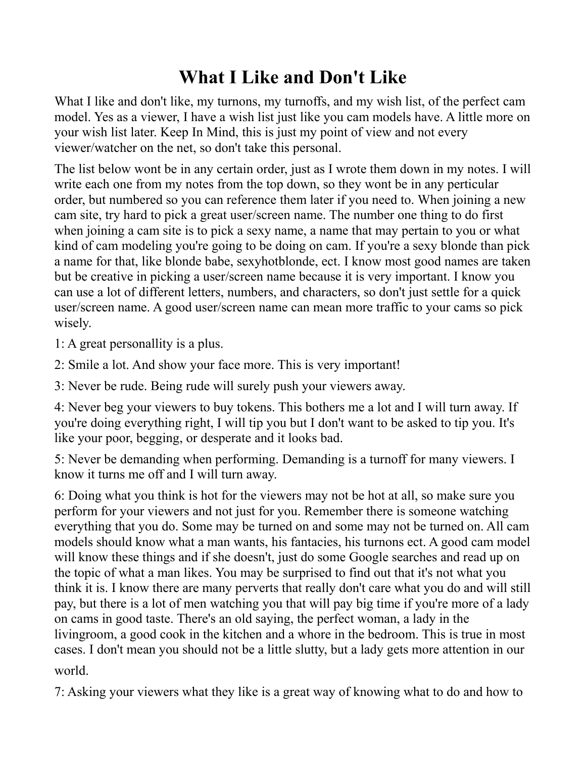# What I Like and Don't Like

What I like and don't like, my turnons, my turnoffs, and my wish list, of the perfect cam model. Yes as a viewer, I have a wish list just like you cam models have. A little more on your wish list later. Keep In Mind, this is just my point of view and not every viewer/watcher on the net, so don't take this personal.

The list below wont be in any certain order, just as I wrote them down in my notes. I will write each one from my notes from the top down, so they wont be in any perticular order, but numbered so you can reference them later if you need to. When joining a new cam site, try hard to pick a great user/screen name. The number one thing to do first when joining a cam site is to pick a sexy name, a name that may pertain to you or what kind of cam modeling you're going to be doing on cam. If you're a sexy blonde than pick a name for that, like blonde babe, sexyhotblonde, ect. I know most good names are taken but be creative in picking a user/screen name because it is very important. I know you can use a lot of different letters, numbers, and characters, so don't just settle for a quick user/screen name. A good user/screen name can mean more traffic to your cams so pick wisely.

1: A great personallity is a plus.

2: Smile a lot. And show your face more. This is very important!

3: Never be rude. Being rude will surely push your viewers away.

4: Never beg your viewers to buy tokens. This bothers me a lot and I will turn away. If you're doing everything right, I will tip you but I don't want to be asked to tip you. It's like your poor, begging, or desperate and it looks bad.

5: Never be demanding when performing. Demanding is a turnoff for many viewers. I know it turns me off and I will turn away.

6: Doing what you think is hot for the viewers may not be hot at all, so make sure you perform for your viewers and not just for you. Remember there is someone watching everything that you do. Some may be turned on and some may not be turned on. All cam models should know what a man wants, his fantacies, his turnons ect. A good cam model will know these things and if she doesn't, just do some Google searches and read up on the topic of what a man likes. You may be surprised to find out that it's not what you think it is. I know there are many perverts that really don't care what you do and will still pay, but there is a lot of men watching you that will pay big time if you're more of a lady on cams in good taste. There's an old saying, the perfect woman, a lady in the livingroom, a good cook in the kitchen and a whore in the bedroom. This is true in most cases. I don't mean you should not be a little slutty, but a lady gets more attention in our world.

7: Asking your viewers what they like is a great way of knowing what to do and how to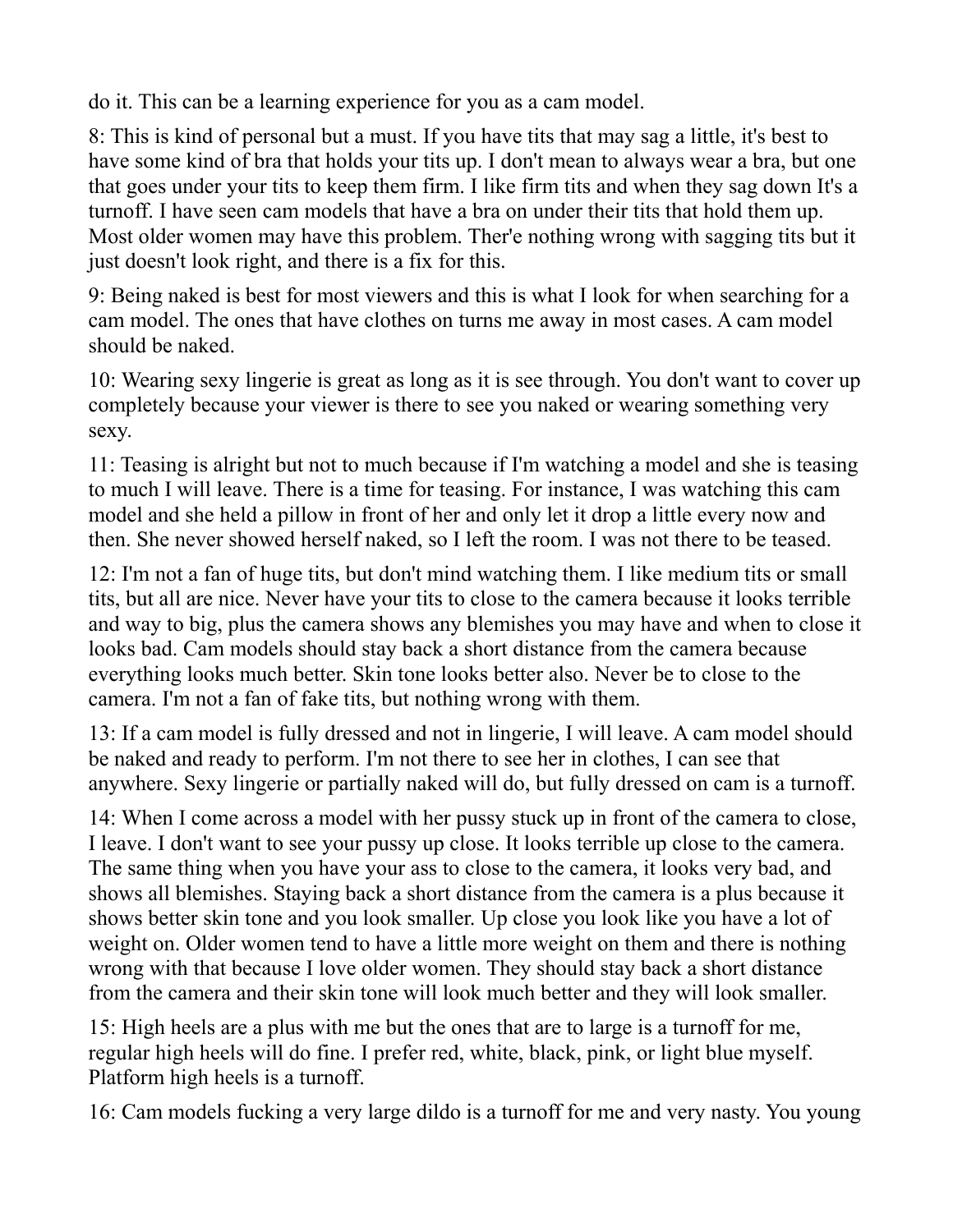do it. This can be a learning experience for you as a cam model.

8: This is kind of personal but a must. If you have tits that may sag a little, it's best to have some kind of bra that holds your tits up. I don't mean to always wear a bra, but one that goes under your tits to keep them firm. I like firm tits and when they sag down It's a turnoff. I have seen cam models that have a bra on under their tits that hold them up. Most older women may have this problem. Ther'e nothing wrong with sagging tits but it just doesn't look right, and there is a fix for this.

9: Being naked is best for most viewers and this is what I look for when searching for a cam model. The ones that have clothes on turns me away in most cases. A cam model should be naked.

10: Wearing sexy lingerie is great as long as it is see through. You don't want to cover up completely because your viewer is there to see you naked or wearing something very sexy.

11: Teasing is alright but not to much because if I'm watching a model and she is teasing to much I will leave. There is a time for teasing. For instance, I was watching this cam model and she held a pillow in front of her and only let it drop a little every now and then. She never showed herself naked, so I left the room. I was not there to be teased.

12: I'm not a fan of huge tits, but don't mind watching them. I like medium tits or small tits, but all are nice. Never have your tits to close to the camera because it looks terrible and way to big, plus the camera shows any blemishes you may have and when to close it looks bad. Cam models should stay back a short distance from the camera because everything looks much better. Skin tone looks better also. Never be to close to the camera. I'm not a fan of fake tits, but nothing wrong with them.

13: If a cam model is fully dressed and not in lingerie, I will leave. A cam model should be naked and ready to perform. I'm not there to see her in clothes, I can see that anywhere. Sexy lingerie or partially naked will do, but fully dressed on cam is a turnoff.

14: When I come across a model with her pussy stuck up in front of the camera to close, I leave. I don't want to see your pussy up close. It looks terrible up close to the camera. The same thing when you have your ass to close to the camera, it looks very bad, and shows all blemishes. Staying back a short distance from the camera is a plus because it shows better skin tone and you look smaller. Up close you look like you have a lot of weight on. Older women tend to have a little more weight on them and there is nothing wrong with that because I love older women. They should stay back a short distance from the camera and their skin tone will look much better and they will look smaller.

15: High heels are a plus with me but the ones that are to large is a turnoff for me, regular high heels will do fine. I prefer red, white, black, pink, or light blue myself. Platform high heels is a turnoff.

16: Cam models fucking a very large dildo is a turnoff for me and very nasty. You young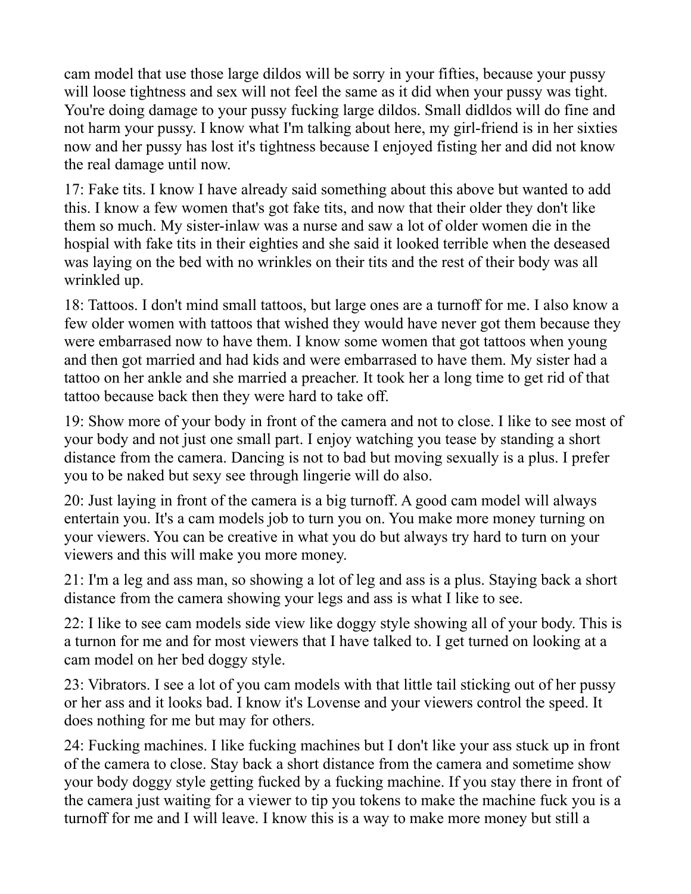cam model that use those large dildos will be sorry in your fifties, because your pussy will loose tightness and sex will not feel the same as it did when your pussy was tight. You're doing damage to your pussy fucking large dildos. Small didldos will do fine and not harm your pussy. I know what I'm talking about here, my girl-friend is in her sixties now and her pussy has lost it's tightness because I enjoyed fisting her and did not know the real damage until now.

17: Fake tits. I know I have already said something about this above but wanted to add this. I know a few women that's got fake tits, and now that their older they don't like them so much. My sister-inlaw was a nurse and saw a lot of older women die in the hospial with fake tits in their eighties and she said it looked terrible when the deseased was laying on the bed with no wrinkles on their tits and the rest of their body was all wrinkled up.

18: Tattoos. I don't mind small tattoos, but large ones are a turnoff for me. I also know a few older women with tattoos that wished they would have never got them because they were embarrased now to have them. I know some women that got tattoos when young and then got married and had kids and were embarrased to have them. My sister had a tattoo on her ankle and she married a preacher. It took her a long time to get rid of that tattoo because back then they were hard to take off.

19: Show more of your body in front of the camera and not to close. I like to see most of your body and not just one small part. I enjoy watching you tease by standing a short distance from the camera. Dancing is not to bad but moving sexually is a plus. I prefer you to be naked but sexy see through lingerie will do also.

20: Just laying in front of the camera is a big turnoff. A good cam model will always entertain you. It's a cam models job to turn you on. You make more money turning on your viewers. You can be creative in what you do but always try hard to turn on your viewers and this will make you more money.

21: I'm a leg and ass man, so showing a lot of leg and ass is a plus. Staying back a short distance from the camera showing your legs and ass is what I like to see.

22: I like to see cam models side view like doggy style showing all of your body. This is a turnon for me and for most viewers that I have talked to. I get turned on looking at a cam model on her bed doggy style.

23: Vibrators. I see a lot of you cam models with that little tail sticking out of her pussy or her ass and it looks bad. I know it's Lovense and your viewers control the speed. It does nothing for me but may for others.

24: Fucking machines. I like fucking machines but I don't like your ass stuck up in front of the camera to close. Stay back a short distance from the camera and sometime show your body doggy style getting fucked by a fucking machine. If you stay there in front of the camera just waiting for a viewer to tip you tokens to make the machine fuck you is a turnoff for me and I will leave. I know this is a way to make more money but still a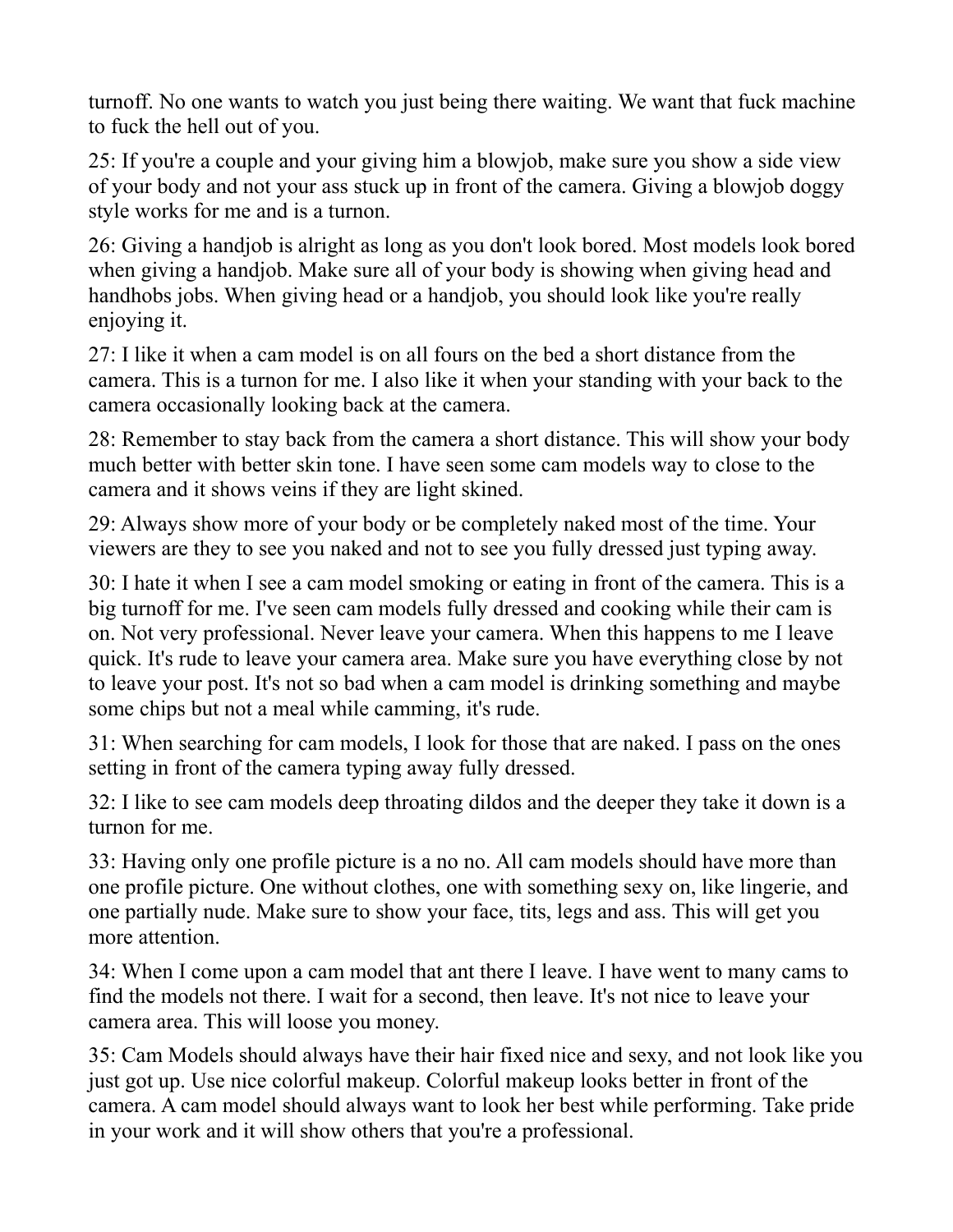turnoff. No one wants to watch you just being there waiting. We want that fuck machine to fuck the hell out of you.

25: If you're a couple and your giving him a blowjob, make sure you show a side view of your body and not your ass stuck up in front of the camera. Giving a blowjob doggy style works for me and is a turnon.

26: Giving a handjob is alright as long as you don't look bored. Most models look bored when giving a handjob. Make sure all of your body is showing when giving head and handhobs jobs. When giving head or a handjob, you should look like you're really enjoying it.

27: I like it when a cam model is on all fours on the bed a short distance from the camera. This is a turnon for me. I also like it when your standing with your back to the camera occasionally looking back at the camera.

28: Remember to stay back from the camera a short distance. This will show your body much better with better skin tone. I have seen some cam models way to close to the camera and it shows veins if they are light skined.

29: Always show more of your body or be completely naked most of the time. Your viewers are they to see you naked and not to see you fully dressed just typing away.

30: I hate it when I see a cam model smoking or eating in front of the camera. This is a big turnoff for me. I've seen cam models fully dressed and cooking while their cam is on. Not very professional. Never leave your camera. When this happens to me I leave quick. It's rude to leave your camera area. Make sure you have everything close by not to leave your post. It's not so bad when a cam model is drinking something and maybe some chips but not a meal while camming, it's rude.

31: When searching for cam models, I look for those that are naked. I pass on the ones setting in front of the camera typing away fully dressed.

32: I like to see cam models deep throating dildos and the deeper they take it down is a turnon for me.

33: Having only one profile picture is a no no. All cam models should have more than one profile picture. One without clothes, one with something sexy on, like lingerie, and one partially nude. Make sure to show your face, tits, legs and ass. This will get you more attention.

34: When I come upon a cam model that ant there I leave. I have went to many cams to find the models not there. I wait for a second, then leave. It's not nice to leave your camera area. This will loose you money.

35: Cam Models should always have their hair fixed nice and sexy, and not look like you just got up. Use nice colorful makeup. Colorful makeup looks better in front of the camera. A cam model should always want to look her best while performing. Take pride in your work and it will show others that you're a professional.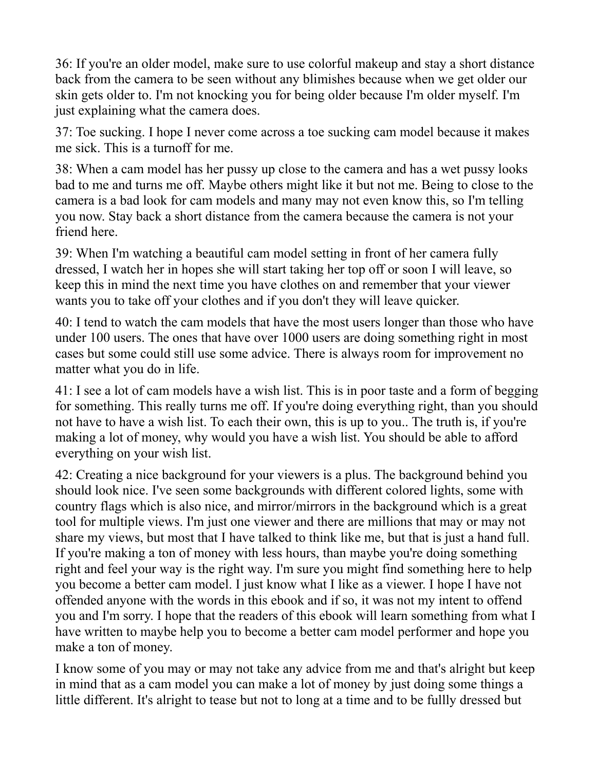36: If you're an older model, make sure to use colorful makeup and stay a short distance back from the camera to be seen without any blimishes because when we get older our skin gets older to. I'm not knocking you for being older because I'm older myself. I'm just explaining what the camera does.

37: Toe sucking. I hope I never come across a toe sucking cam model because it makes me sick. This is a turnoff for me.

38: When a cam model has her pussy up close to the camera and has a wet pussy looks bad to me and turns me off. Maybe others might like it but not me. Being to close to the camera is a bad look for cam models and many may not even know this, so I'm telling you now. Stay back a short distance from the camera because the camera is not your friend here.

39: When I'm watching a beautiful cam model setting in front of her camera fully dressed, I watch her in hopes she will start taking her top off or soon I will leave, so keep this in mind the next time you have clothes on and remember that your viewer wants you to take off your clothes and if you don't they will leave quicker.

40: I tend to watch the cam models that have the most users longer than those who have under 100 users. The ones that have over 1000 users are doing something right in most cases but some could still use some advice. There is always room for improvement no matter what you do in life.

41: I see a lot of cam models have a wish list. This is in poor taste and a form of begging for something. This really turns me off. If you're doing everything right, than you should not have to have a wish list. To each their own, this is up to you.. The truth is, if you're making a lot of money, why would you have a wish list. You should be able to afford everything on your wish list.

42: Creating a nice background for your viewers is a plus. The background behind you should look nice. I've seen some backgrounds with different colored lights, some with country flags which is also nice, and mirror/mirrors in the background which is a great tool for multiple views. I'm just one viewer and there are millions that may or may not share my views, but most that I have talked to think like me, but that is just a hand full. If you're making a ton of money with less hours, than maybe you're doing something right and feel your way is the right way. I'm sure you might find something here to help you become a better cam model. I just know what I like as a viewer. I hope I have not offended anyone with the words in this ebook and if so, it was not my intent to offend you and I'm sorry. I hope that the readers of this ebook will learn something from what I have written to maybe help you to become a better cam model performer and hope you make a ton of money.

I know some of you may or may not take any advice from me and that's alright but keep in mind that as a cam model you can make a lot of money by just doing some things a little different. It's alright to tease but not to long at a time and to be fulllly dressed but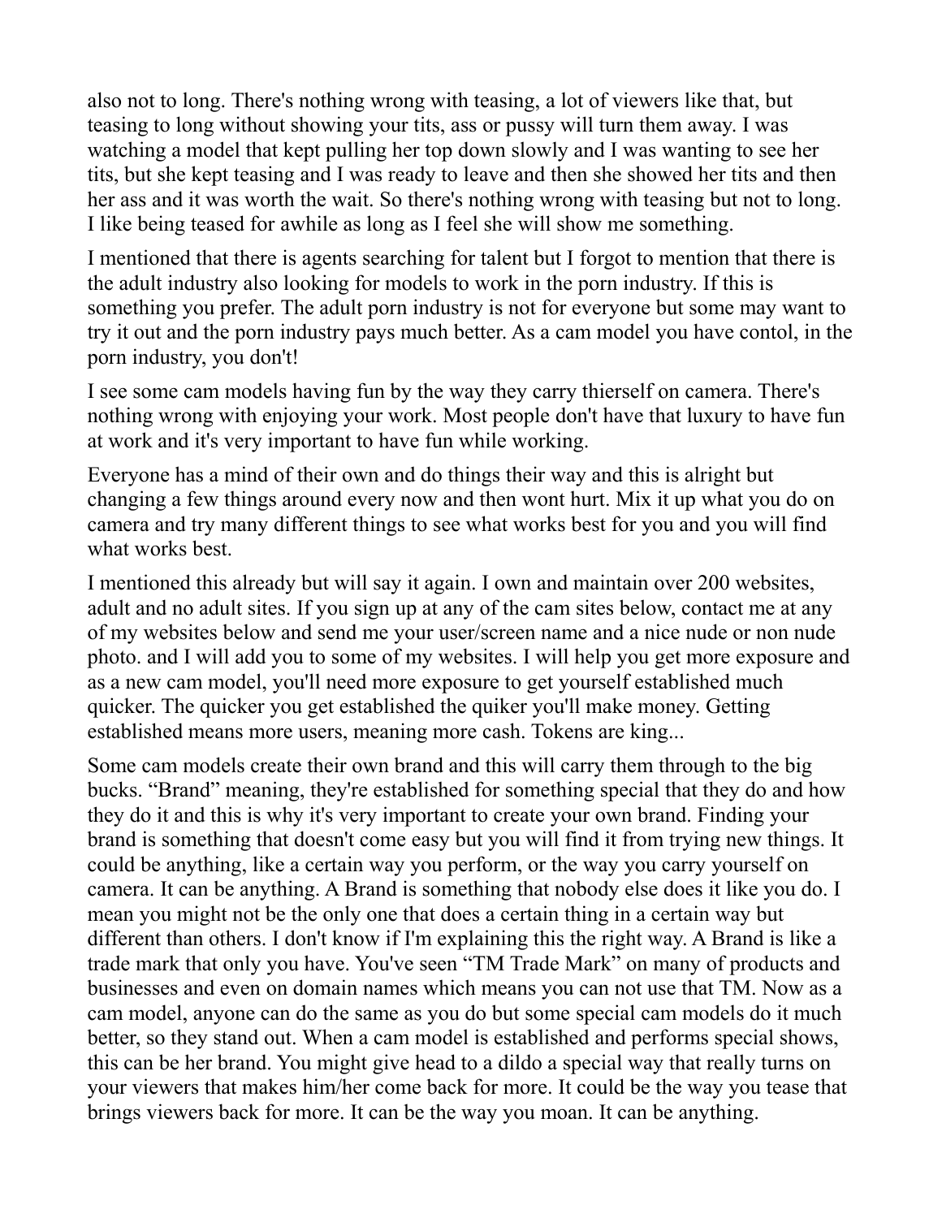also not to long. There's nothing wrong with teasing, a lot of viewers like that, but teasing to long without showing your tits, ass or pussy will turn them away. I was watching a model that kept pulling her top down slowly and I was wanting to see her tits, but she kept teasing and I was ready to leave and then she showed her tits and then her ass and it was worth the wait. So there's nothing wrong with teasing but not to long. I like being teased for awhile as long as I feel she will show me something.

I mentioned that there is agents searching for talent but I forgot to mention that there is the adult industry also looking for models to work in the porn industry. If this is something you prefer. The adult porn industry is not for everyone but some may want to try it out and the porn industry pays much better. As a cam model you have contol, in the porn industry, you don't!

I see some cam models having fun by the way they carry thierself on camera. There's nothing wrong with enjoying your work. Most people don't have that luxury to have fun at work and it's very important to have fun while working.

Everyone has a mind of their own and do things their way and this is alright but changing a few things around every now and then wont hurt. Mix it up what you do on camera and try many different things to see what works best for you and you will find what works best.

I mentioned this already but will say it again. I own and maintain over 200 websites, adult and no adult sites. If you sign up at any of the cam sites below, contact me at any of my websites below and send me your user/screen name and a nice nude or non nude photo. and I will add you to some of my websites. I will help you get more exposure and as a new cam model, you'll need more exposure to get yourself established much quicker. The quicker you get established the quiker you'll make money. Getting established means more users, meaning more cash. Tokens are king...

Some cam models create their own brand and this will carry them through to the big bucks. “Brand” meaning, they're established for something special that they do and how they do it and this is why it's very important to create your own brand. Finding your brand is something that doesn't come easy but you will find it from trying new things. It could be anything, like a certain way you perform, or the way you carry yourself on camera. It can be anything. A Brand is something that nobody else does it like you do. I mean you might not be the only one that does a certain thing in a certain way but different than others. I don't know if I'm explaining this the right way. A Brand is like a trade mark that only you have. You've seen “TM Trade Mark” on many of products and businesses and even on domain names which means you can not use that TM. Now as a cam model, anyone can do the same as you do but some special cam models do it much better, so they stand out. When a cam model is established and performs special shows, this can be her brand. You might give head to a dildo a special way that really turns on your viewers that makes him/her come back for more. It could be the way you tease that brings viewers back for more. It can be the way you moan. It can be anything.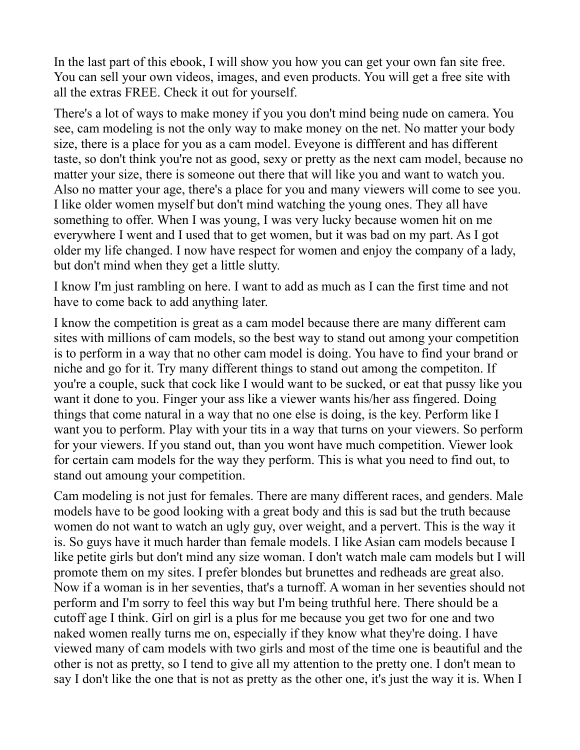In the last part of this ebook, I will show you how you can get your own fan site free. You can sell your own videos, images, and even products. You will get a free site with all the extras FREE. Check it out for yourself.

There's a lot of ways to make money if you you don't mind being nude on camera. You see, cam modeling is not the only way to make money on the net. No matter your body size, there is a place for you as a cam model. Eveyone is diffferent and has different taste, so don't think you're not as good, sexy or pretty as the next cam model, because no matter your size, there is someone out there that will like you and want to watch you. Also no matter your age, there's a place for you and many viewers will come to see you. I like older women myself but don't mind watching the young ones. They all have something to offer. When I was young, I was very lucky because women hit on me everywhere I went and I used that to get women, but it was bad on my part. As I got older my life changed. I now have respect for women and enjoy the company of a lady, but don't mind when they get a little slutty.

I know I'm just rambling on here. I want to add as much as I can the first time and not have to come back to add anything later.

I know the competition is great as a cam model because there are many different cam sites with millions of cam models, so the best way to stand out among your competition is to perform in a way that no other cam model is doing. You have to find your brand or niche and go for it. Try many different things to stand out among the competiton. If you're a couple, suck that cock like I would want to be sucked, or eat that pussy like you want it done to you. Finger your ass like a viewer wants his/her ass fingered. Doing things that come natural in a way that no one else is doing, is the key. Perform like I want you to perform. Play with your tits in a way that turns on your viewers. So perform for your viewers. If you stand out, than you wont have much competition. Viewer look for certain cam models for the way they perform. This is what you need to find out, to stand out amoung your competition.

Cam modeling is not just for females. There are many different races, and genders. Male models have to be good looking with a great body and this is sad but the truth because women do not want to watch an ugly guy, over weight, and a pervert. This is the way it is. So guys have it much harder than female models. I like Asian cam models because I like petite girls but don't mind any size woman. I don't watch male cam models but I will promote them on my sites. I prefer blondes but brunettes and redheads are great also. Now if a woman is in her seventies, that's a turnoff. A woman in her seventies should not perform and I'm sorry to feel this way but I'm being truthful here. There should be a cutoff age I think. Girl on girl is a plus for me because you get two for one and two naked women really turns me on, especially if they know what they're doing. I have viewed many of cam models with two girls and most of the time one is beautiful and the other is not as pretty, so I tend to give all my attention to the pretty one. I don't mean to say I don't like the one that is not as pretty as the other one, it's just the way it is. When I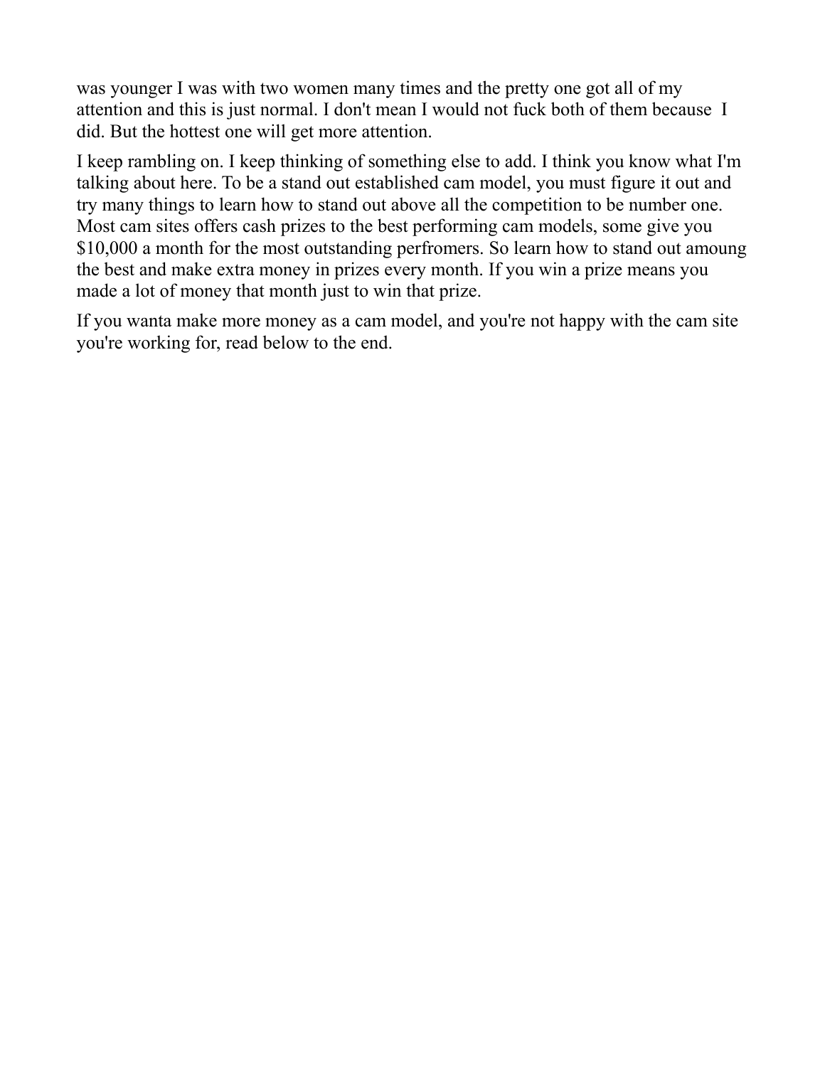was younger I was with two women many times and the pretty one got all of my attention and this is just normal. I don't mean I would not fuck both of them because I did. But the hottest one will get more attention.

I keep rambling on. I keep thinking of something else to add. I think you know what I'm talking about here. To be a stand out established cam model, you must figure it out and try many things to learn how to stand out above all the competition to be number one. Most cam sites offers cash prizes to the best performing cam models, some give you $10,000 a month for the most outstanding perfromers. So learn how to stand out amoung the best and make extra money in prizes every month. If you win a prize means you made a lot of money that month just to win that prize.

If you wanta make more money as a cam model, and you're not happy with the cam site you're working for, read below to the end.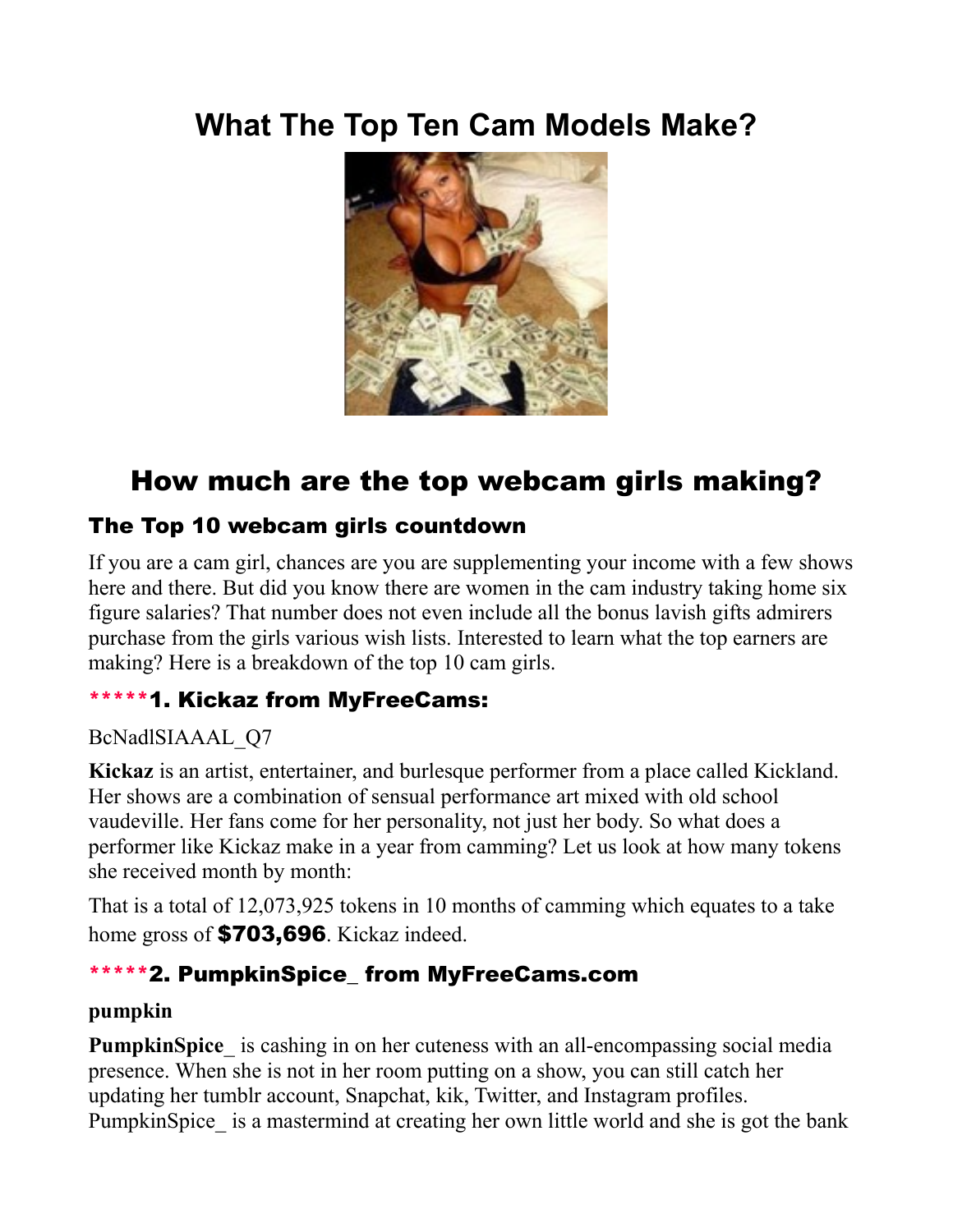# What The Top Ten Cam Models Make?

## How much are the top webcam girls making?

### The Top 10 webcam girls countdown

If you are a cam girl, chances are you are supplementing your income with a few shows here and there. But did you know there are women in the cam industry taking home six figure salaries? That number does not even include all the bonus lavish gifts admirers purchase from the girls various wish lists. Interested to learn what the top earners are making? Here is a breakdown of the top 10 cam girls.

### *****1. Kickaz from MyFreeCams:

BcNadlSIAAAL_Q7

**Kickaz** is an artist, entertainer, and burlesque performer from a place called Kickland. Her shows are a combination of sensual performance art mixed with old school vaudeville. Her fans come for her personality, not just her body. So what does a performer like Kickaz make in a year from camming? Let us look at how many tokens she received month by month:

That is a total of 12,073,925 tokens in 10 months of camming which equates to a take home gross of **$703,696**. Kickaz indeed.

### *****2. PumpkinSpice_ from MyFreeCams.com

**pumpkin**

**PumpkinSpice_** is cashing in on her cuteness with an all-encompassing social media presence. When she is not in her room putting on a show, you can still catch her updating her tumblr account, Snapchat, kik, Twitter, and Instagram profiles. PumpkinSpice_ is a mastermind at creating her own little world and she is got the bank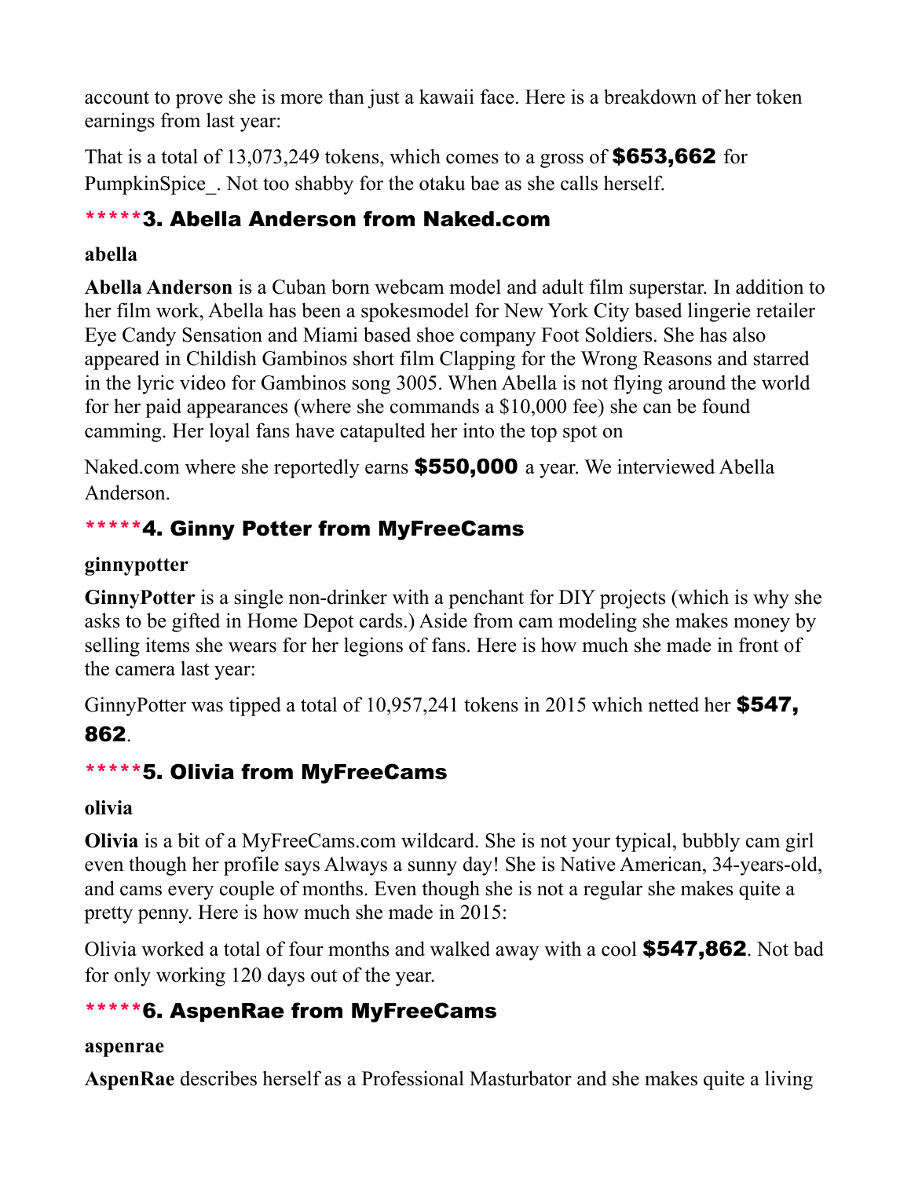account to prove she is more than just a kawaii face. Here is a breakdown of her token earnings from last year:

That is a total of 13,073,249 tokens, which comes to a gross of **$653,662** for PumpkinSpice_. Not too shabby for the otaku bae as she calls herself.

## *****3. Abella Anderson from Naked.com

**abella**

**Abella Anderson** is a Cuban born webcam model and adult film superstar. In addition to her film work, Abella has been a spokesmodel for New York City based lingerie retailer Eye Candy Sensation and Miami based shoe company Foot Soldiers. She has also appeared in Childish Gambinos short film Clapping for the Wrong Reasons and starred in the lyric video for Gambinos song 3005. When Abella is not flying around the world for her paid appearances (where she commands a $10,000 fee) she can be found camming. Her loyal fans have catapulted her into the top spot on

Naked.com where she reportedly earns **$550,000** a year. We interviewed Abella Anderson.

## *****4. Ginny Potter from MyFreeCams

**ginnypotter**

**GinnyPotter** is a single non-drinker with a penchant for DIY projects (which is why she asks to be gifted in Home Depot cards.) Aside from cam modeling she makes money by selling items she wears for her legions of fans. Here is how much she made in front of the camera last year:

GinnyPotter was tipped a total of 10,957,241 tokens in 2015 which netted her **$547, 862**.

## *****5. Olivia from MyFreeCams

**olivia**

**Olivia** is a bit of a MyFreeCams.com wildcard. She is not your typical, bubbly cam girl even though her profile says Always a sunny day! She is Native American, 34-years-old, and cams every couple of months. Even though she is not a regular she makes quite a pretty penny. Here is how much she made in 2015:

Olivia worked a total of four months and walked away with a cool **$547,862**. Not bad for only working 120 days out of the year.

## *****6. AspenRae from MyFreeCams

**aspenrae**

**AspenRae** describes herself as a Professional Masturbator and she makes quite a living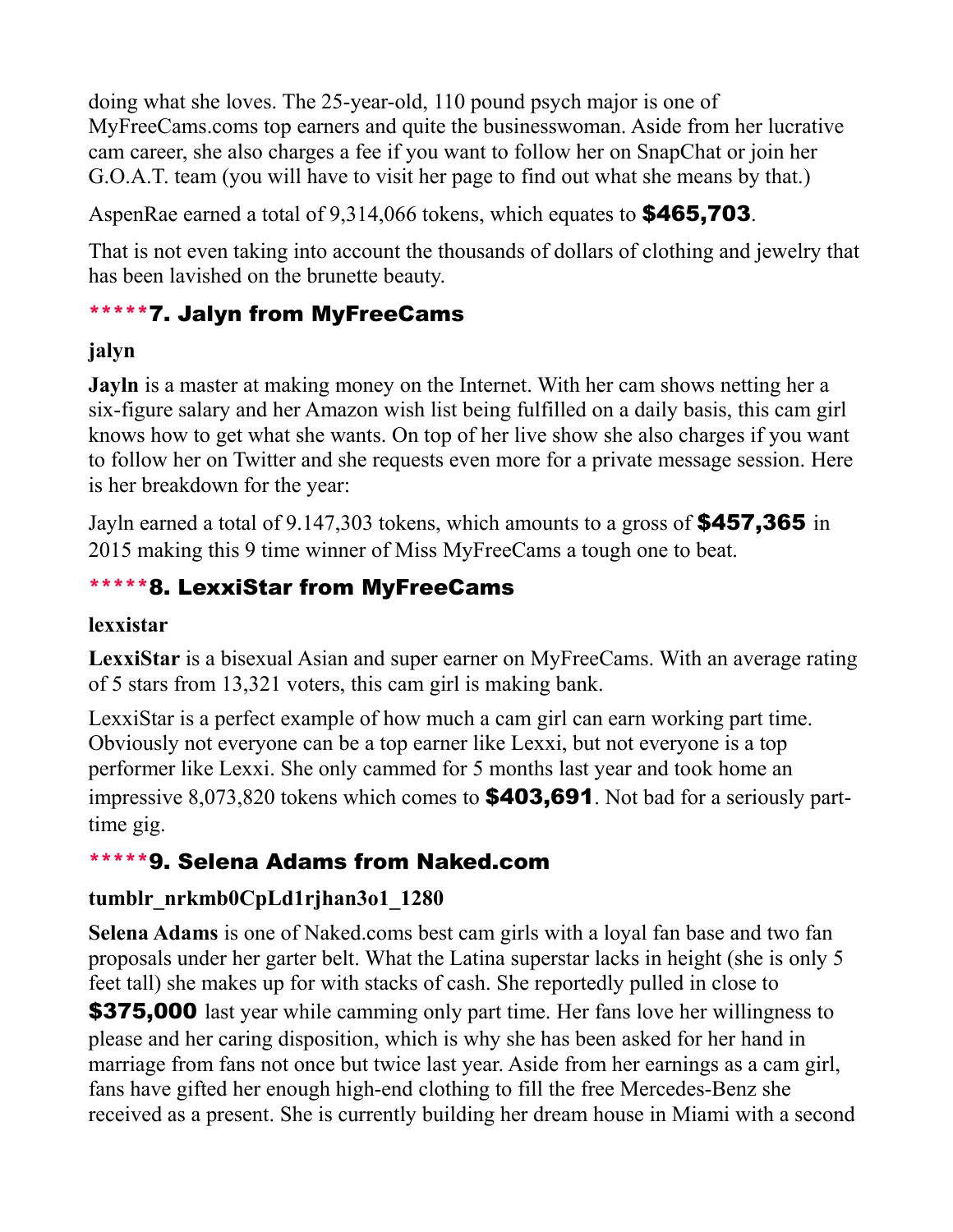doing what she loves. The 25-year-old, 110 pound psych major is one of MyFreeCams.coms top earners and quite the businesswoman. Aside from her lucrative cam career, she also charges a fee if you want to follow her on SnapChat or join her G.O.A.T. team (you will have to visit her page to find out what she means by that.)

AspenRae earned a total of 9,314,066 tokens, which equates to **$465,703**.

That is not even taking into account the thousands of dollars of clothing and jewelry that has been lavished on the brunette beauty.

## *****7. Jalyn from MyFreeCams

**jalyn**

**Jayln** is a master at making money on the Internet. With her cam shows netting her a six-figure salary and her Amazon wish list being fulfilled on a daily basis, this cam girl knows how to get what she wants. On top of her live show she also charges if you want to follow her on Twitter and she requests even more for a private message session. Here is her breakdown for the year:

Jayln earned a total of 9.147,303 tokens, which amounts to a gross of **$457,365** in 2015 making this 9 time winner of Miss MyFreeCams a tough one to beat.

## *****8. LexxiStar from MyFreeCams

**lexxistar**

**LexxiStar** is a bisexual Asian and super earner on MyFreeCams. With an average rating of 5 stars from 13,321 voters, this cam girl is making bank.

LexxiStar is a perfect example of how much a cam girl can earn working part time. Obviously not everyone can be a top earner like Lexxi, but not everyone is a top performer like Lexxi. She only cammed for 5 months last year and took home an impressive 8,073,820 tokens which comes to **$403,691**. Not bad for a seriously part-time gig.

## *****9. Selena Adams from Naked.com

**tumblr_nrkmb0CpLd1rjhan3o1_1280**

**Selena Adams** is one of Naked.coms best cam girls with a loyal fan base and two fan proposals under her garter belt. What the Latina superstar lacks in height (she is only 5 feet tall) she makes up for with stacks of cash. She reportedly pulled in close to **$375,000** last year while camming only part time. Her fans love her willingness to please and her caring disposition, which is why she has been asked for her hand in marriage from fans not once but twice last year. Aside from her earnings as a cam girl, fans have gifted her enough high-end clothing to fill the free Mercedes-Benz she received as a present. She is currently building her dream house in Miami with a second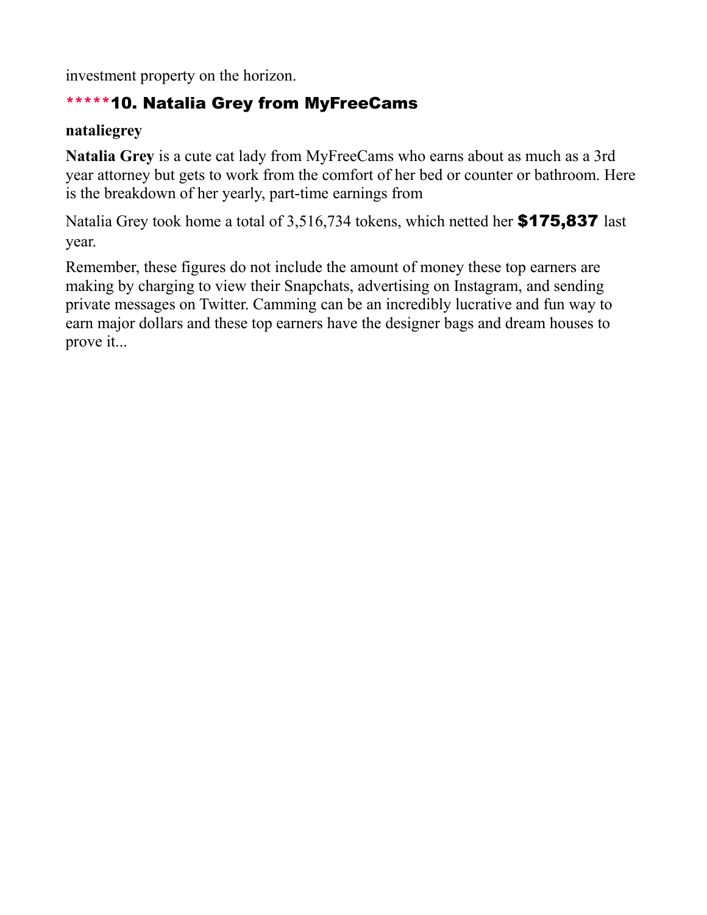investment property on the horizon.

### *****10. Natalia Grey from MyFreeCams

**nataliegrey**

**Natalia Grey** is a cute cat lady from MyFreeCams who earns about as much as a 3rd year attorney but gets to work from the comfort of her bed or counter or bathroom. Here is the breakdown of her yearly, part-time earnings from

Natalia Grey took home a total of 3,516,734 tokens, which netted her **$175,837** last year.

Remember, these figures do not include the amount of money these top earners are making by charging to view their Snapchats, advertising on Instagram, and sending private messages on Twitter. Camming can be an incredibly lucrative and fun way to earn major dollars and these top earners have the designer bags and dream houses to prove it...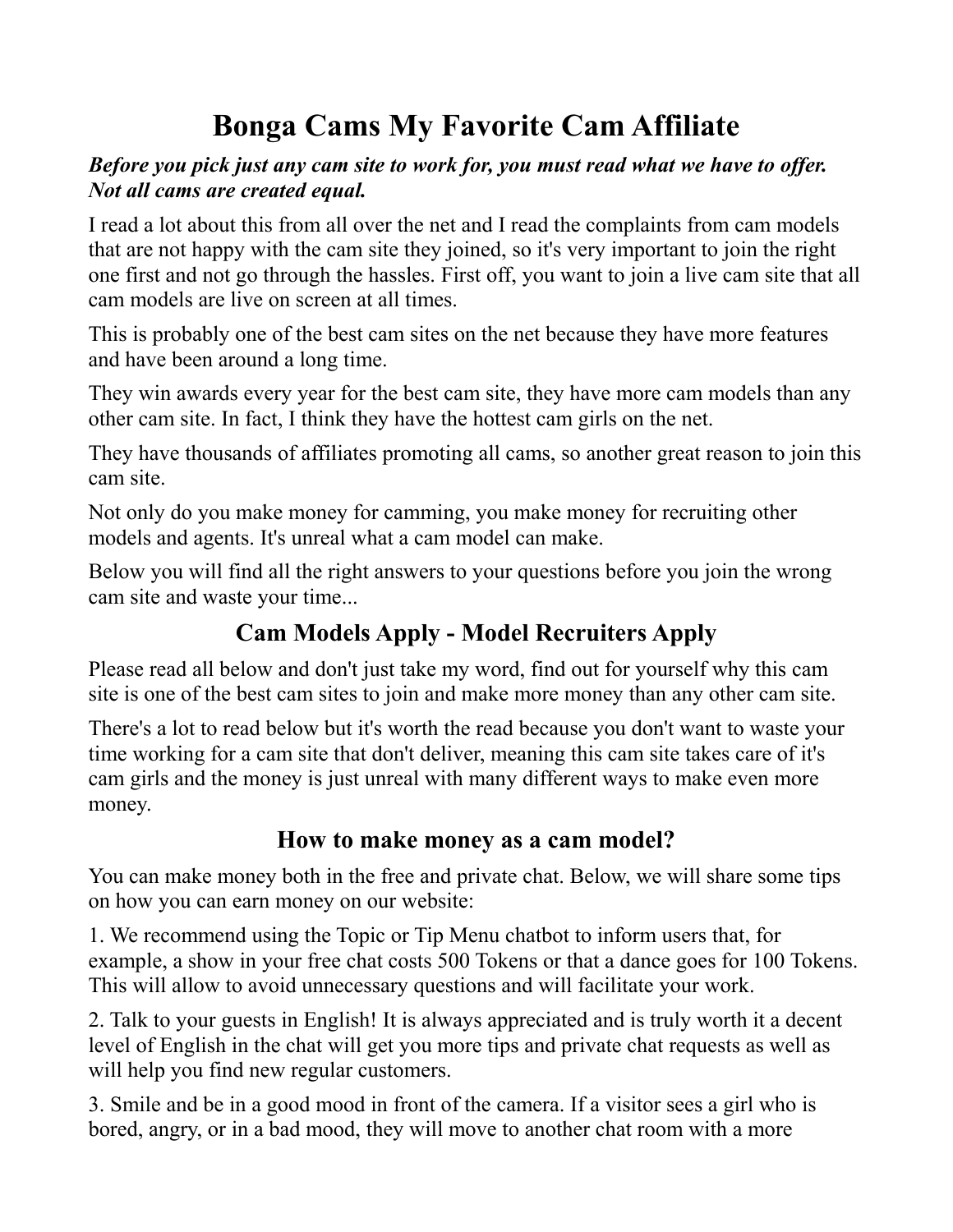# Bonga Cams My Favorite Cam Affiliate

***Before you pick just any cam site to work for, you must read what we have to offer. Not all cams are created equal.***

I read a lot about this from all over the net and I read the complaints from cam models that are not happy with the cam site they joined, so it's very important to join the right one first and not go through the hassles. First off, you want to join a live cam site that all cam models are live on screen at all times.

This is probably one of the best cam sites on the net because they have more features and have been around a long time.

They win awards every year for the best cam site, they have more cam models than any other cam site. In fact, I think they have the hottest cam girls on the net.

They have thousands of affiliates promoting all cams, so another great reason to join this cam site.

Not only do you make money for camming, you make money for recruiting other models and agents. It's unreal what a cam model can make.

Below you will find all the right answers to your questions before you join the wrong cam site and waste your time...

## Cam Models Apply - Model Recruiters Apply

Please read all below and don't just take my word, find out for yourself why this cam site is one of the best cam sites to join and make more money than any other cam site.

There's a lot to read below but it's worth the read because you don't want to waste your time working for a cam site that don't deliver, meaning this cam site takes care of it's cam girls and the money is just unreal with many different ways to make even more money.

## How to make money as a cam model?

You can make money both in the free and private chat. Below, we will share some tips on how you can earn money on our website:

1. We recommend using the Topic or Tip Menu chatbot to inform users that, for example, a show in your free chat costs 500 Tokens or that a dance goes for 100 Tokens. This will allow to avoid unnecessary questions and will facilitate your work.

2. Talk to your guests in English! It is always appreciated and is truly worth it a decent level of English in the chat will get you more tips and private chat requests as well as will help you find new regular customers.

3. Smile and be in a good mood in front of the camera. If a visitor sees a girl who is bored, angry, or in a bad mood, they will move to another chat room with a more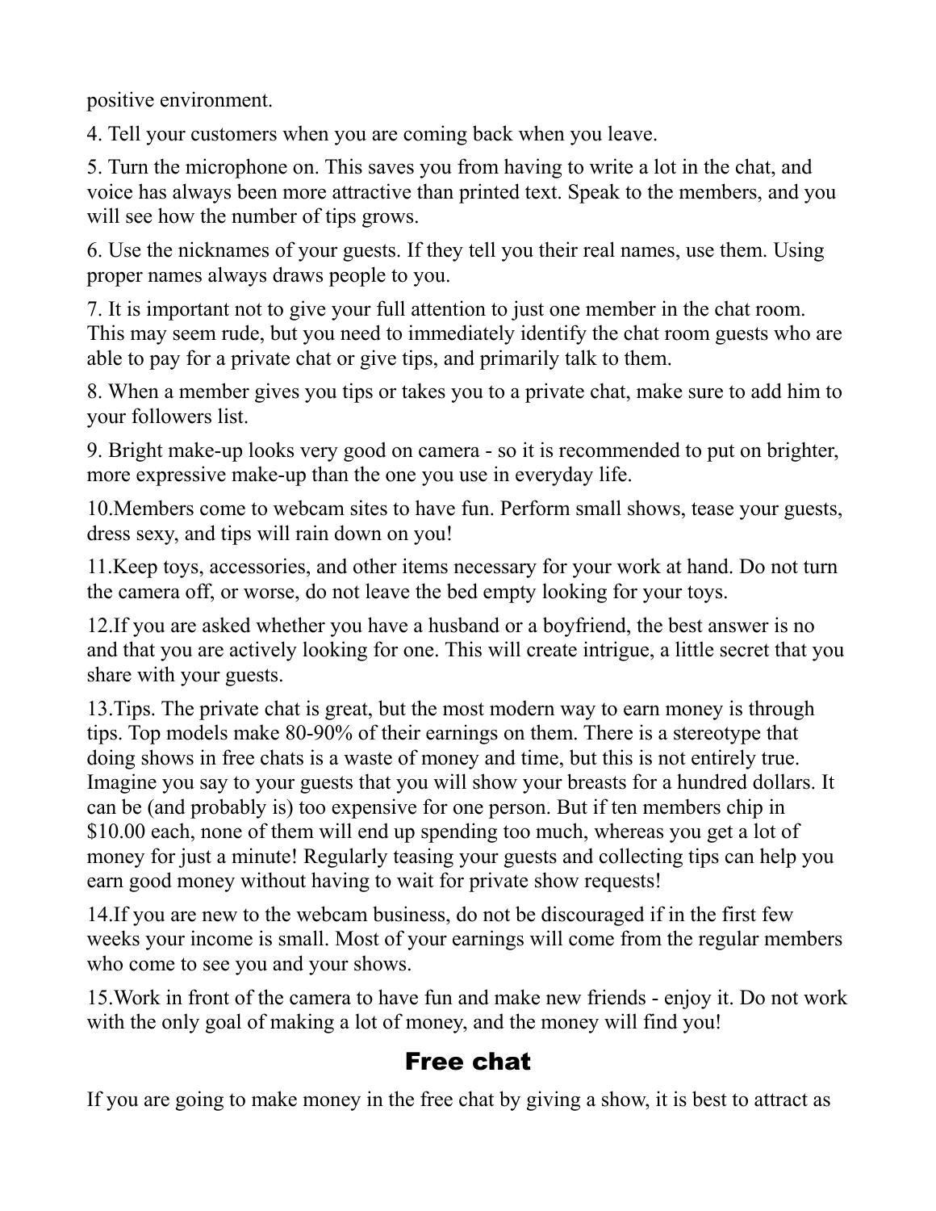positive environment.

4. Tell your customers when you are coming back when you leave.

5. Turn the microphone on. This saves you from having to write a lot in the chat, and voice has always been more attractive than printed text. Speak to the members, and you will see how the number of tips grows.

6. Use the nicknames of your guests. If they tell you their real names, use them. Using proper names always draws people to you.

7. It is important not to give your full attention to just one member in the chat room. This may seem rude, but you need to immediately identify the chat room guests who are able to pay for a private chat or give tips, and primarily talk to them.

8. When a member gives you tips or takes you to a private chat, make sure to add him to your followers list.

9. Bright make-up looks very good on camera - so it is recommended to put on brighter, more expressive make-up than the one you use in everyday life.

10. Members come to webcam sites to have fun. Perform small shows, tease your guests, dress sexy, and tips will rain down on you!

11. Keep toys, accessories, and other items necessary for your work at hand. Do not turn the camera off, or worse, do not leave the bed empty looking for your toys.

12. If you are asked whether you have a husband or a boyfriend, the best answer is no and that you are actively looking for one. This will create intrigue, a little secret that you share with your guests.

13. Tips. The private chat is great, but the most modern way to earn money is through tips. Top models make 80-90% of their earnings on them. There is a stereotype that doing shows in free chats is a waste of money and time, but this is not entirely true. Imagine you say to your guests that you will show your breasts for a hundred dollars. It can be (and probably is) too expensive for one person. But if ten members chip in $10.00 each, none of them will end up spending too much, whereas you get a lot of money for just a minute! Regularly teasing your guests and collecting tips can help you earn good money without having to wait for private show requests!

14. If you are new to the webcam business, do not be discouraged if in the first few weeks your income is small. Most of your earnings will come from the regular members who come to see you and your shows.

15. Work in front of the camera to have fun and make new friends - enjoy it. Do not work with the only goal of making a lot of money, and the money will find you!

## Free chat

If you are going to make money in the free chat by giving a show, it is best to attract as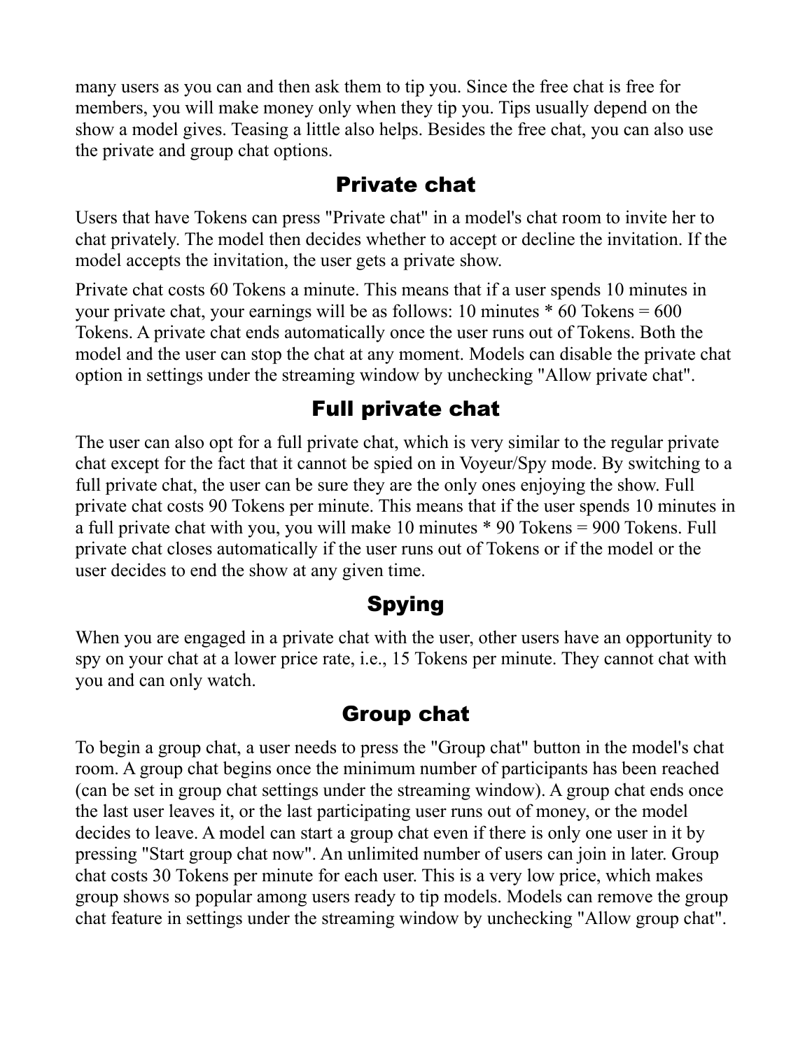many users as you can and then ask them to tip you. Since the free chat is free for members, you will make money only when they tip you. Tips usually depend on the show a model gives. Teasing a little also helps. Besides the free chat, you can also use the private and group chat options.

## Private chat

Users that have Tokens can press "Private chat" in a model's chat room to invite her to chat privately. The model then decides whether to accept or decline the invitation. If the model accepts the invitation, the user gets a private show.

Private chat costs 60 Tokens a minute. This means that if a user spends 10 minutes in your private chat, your earnings will be as follows: 10 minutes * 60 Tokens = 600 Tokens. A private chat ends automatically once the user runs out of Tokens. Both the model and the user can stop the chat at any moment. Models can disable the private chat option in settings under the streaming window by unchecking "Allow private chat".

## Full private chat

The user can also opt for a full private chat, which is very similar to the regular private chat except for the fact that it cannot be spied on in Voyeur/Spy mode. By switching to a full private chat, the user can be sure they are the only ones enjoying the show. Full private chat costs 90 Tokens per minute. This means that if the user spends 10 minutes in a full private chat with you, you will make 10 minutes * 90 Tokens = 900 Tokens. Full private chat closes automatically if the user runs out of Tokens or if the model or the user decides to end the show at any given time.

## Spying

When you are engaged in a private chat with the user, other users have an opportunity to spy on your chat at a lower price rate, i.e., 15 Tokens per minute. They cannot chat with you and can only watch.

## Group chat

To begin a group chat, a user needs to press the "Group chat" button in the model's chat room. A group chat begins once the minimum number of participants has been reached (can be set in group chat settings under the streaming window). A group chat ends once the last user leaves it, or the last participating user runs out of money, or the model decides to leave. A model can start a group chat even if there is only one user in it by pressing "Start group chat now". An unlimited number of users can join in later. Group chat costs 30 Tokens per minute for each user. This is a very low price, which makes group shows so popular among users ready to tip models. Models can remove the group chat feature in settings under the streaming window by unchecking "Allow group chat".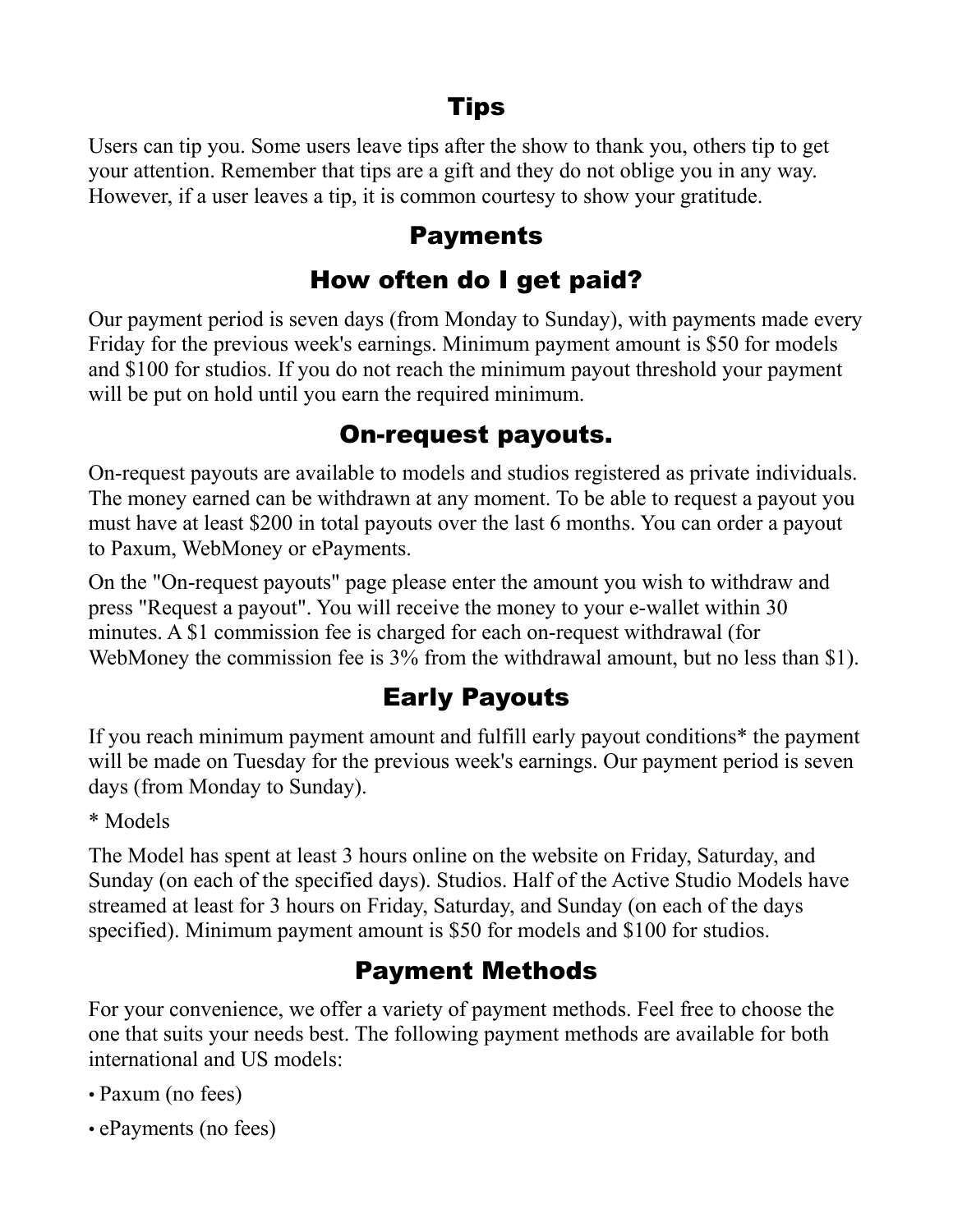## Tips

Users can tip you. Some users leave tips after the show to thank you, others tip to get your attention. Remember that tips are a gift and they do not oblige you in any way. However, if a user leaves a tip, it is common courtesy to show your gratitude.

## Payments

## How often do I get paid?

Our payment period is seven days (from Monday to Sunday), with payments made every Friday for the previous week's earnings. Minimum payment amount is $50 for models and $100 for studios. If you do not reach the minimum payout threshold your payment will be put on hold until you earn the required minimum.

## On-request payouts.

On-request payouts are available to models and studios registered as private individuals. The money earned can be withdrawn at any moment. To be able to request a payout you must have at least $200 in total payouts over the last 6 months. You can order a payout to Paxum, WebMoney or ePayments.

On the "On-request payouts" page please enter the amount you wish to withdraw and press "Request a payout". You will receive the money to your e-wallet within 30 minutes. A $1 commission fee is charged for each on-request withdrawal (for WebMoney the commission fee is 3% from the withdrawal amount, but no less than $1).

## Early Payouts

If you reach minimum payment amount and fulfill early payout conditions* the payment will be made on Tuesday for the previous week's earnings. Our payment period is seven days (from Monday to Sunday).

* Models

The Model has spent at least 3 hours online on the website on Friday, Saturday, and Sunday (on each of the specified days). Studios. Half of the Active Studio Models have streamed at least for 3 hours on Friday, Saturday, and Sunday (on each of the days specified). Minimum payment amount is $50 for models and $100 for studios.

## Payment Methods

For your convenience, we offer a variety of payment methods. Feel free to choose the one that suits your needs best. The following payment methods are available for both international and US models:

- Paxum (no fees)
- ePayments (no fees)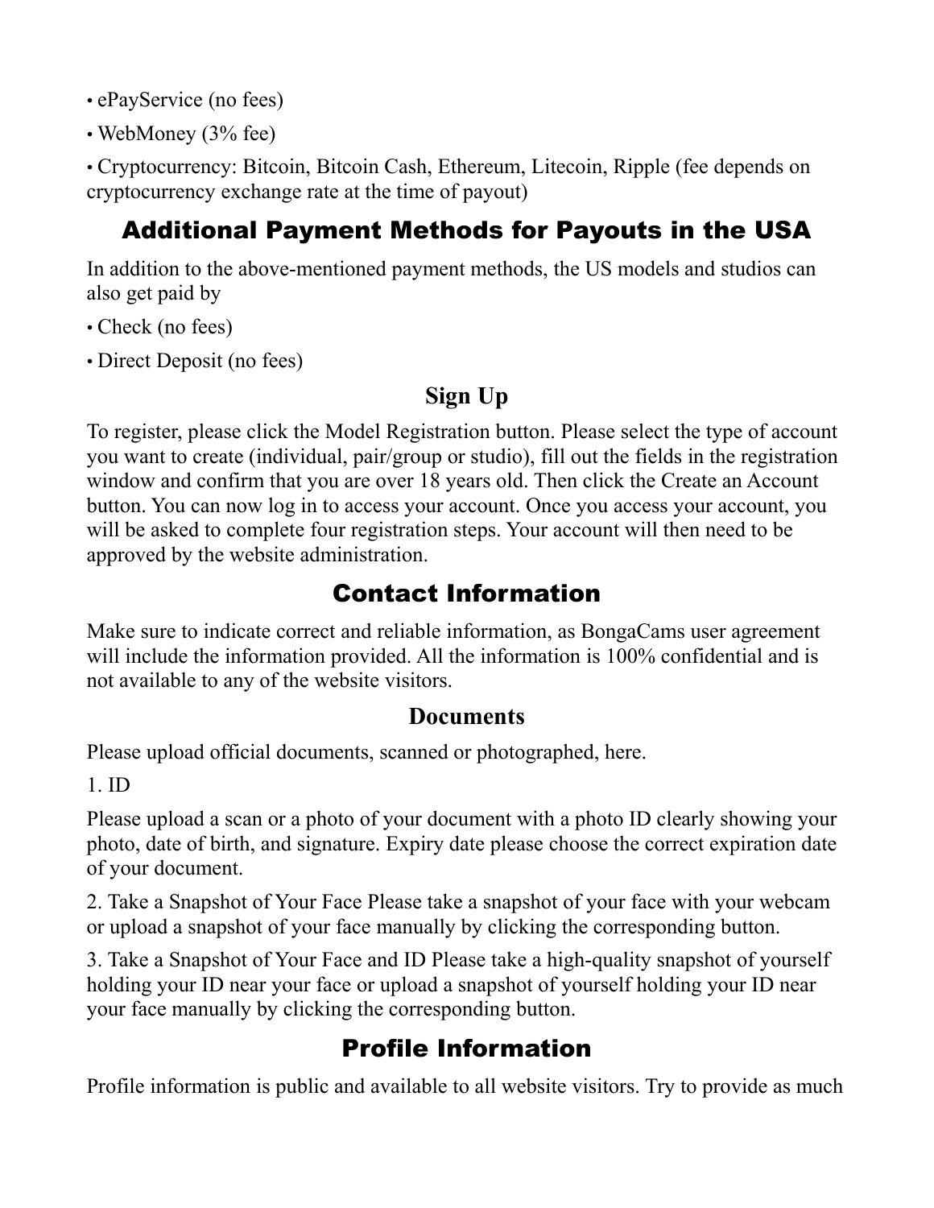• ePayService (no fees)

• WebMoney (3% fee)

• Cryptocurrency: Bitcoin, Bitcoin Cash, Ethereum, Litecoin, Ripple (fee depends on cryptocurrency exchange rate at the time of payout)

## Additional Payment Methods for Payouts in the USA

In addition to the above-mentioned payment methods, the US models and studios can also get paid by

• Check (no fees)

• Direct Deposit (no fees)

## Sign Up

To register, please click the Model Registration button. Please select the type of account you want to create (individual, pair/group or studio), fill out the fields in the registration window and confirm that you are over 18 years old. Then click the Create an Account button. You can now log in to access your account. Once you access your account, you will be asked to complete four registration steps. Your account will then need to be approved by the website administration.

## Contact Information

Make sure to indicate correct and reliable information, as BongaCams user agreement will include the information provided. All the information is 100% confidential and is not available to any of the website visitors.

## Documents

Please upload official documents, scanned or photographed, here.

1. ID

Please upload a scan or a photo of your document with a photo ID clearly showing your photo, date of birth, and signature. Expiry date please choose the correct expiration date of your document.

2. Take a Snapshot of Your Face Please take a snapshot of your face with your webcam or upload a snapshot of your face manually by clicking the corresponding button.

3. Take a Snapshot of Your Face and ID Please take a high-quality snapshot of yourself holding your ID near your face or upload a snapshot of yourself holding your ID near your face manually by clicking the corresponding button.

## Profile Information

Profile information is public and available to all website visitors. Try to provide as much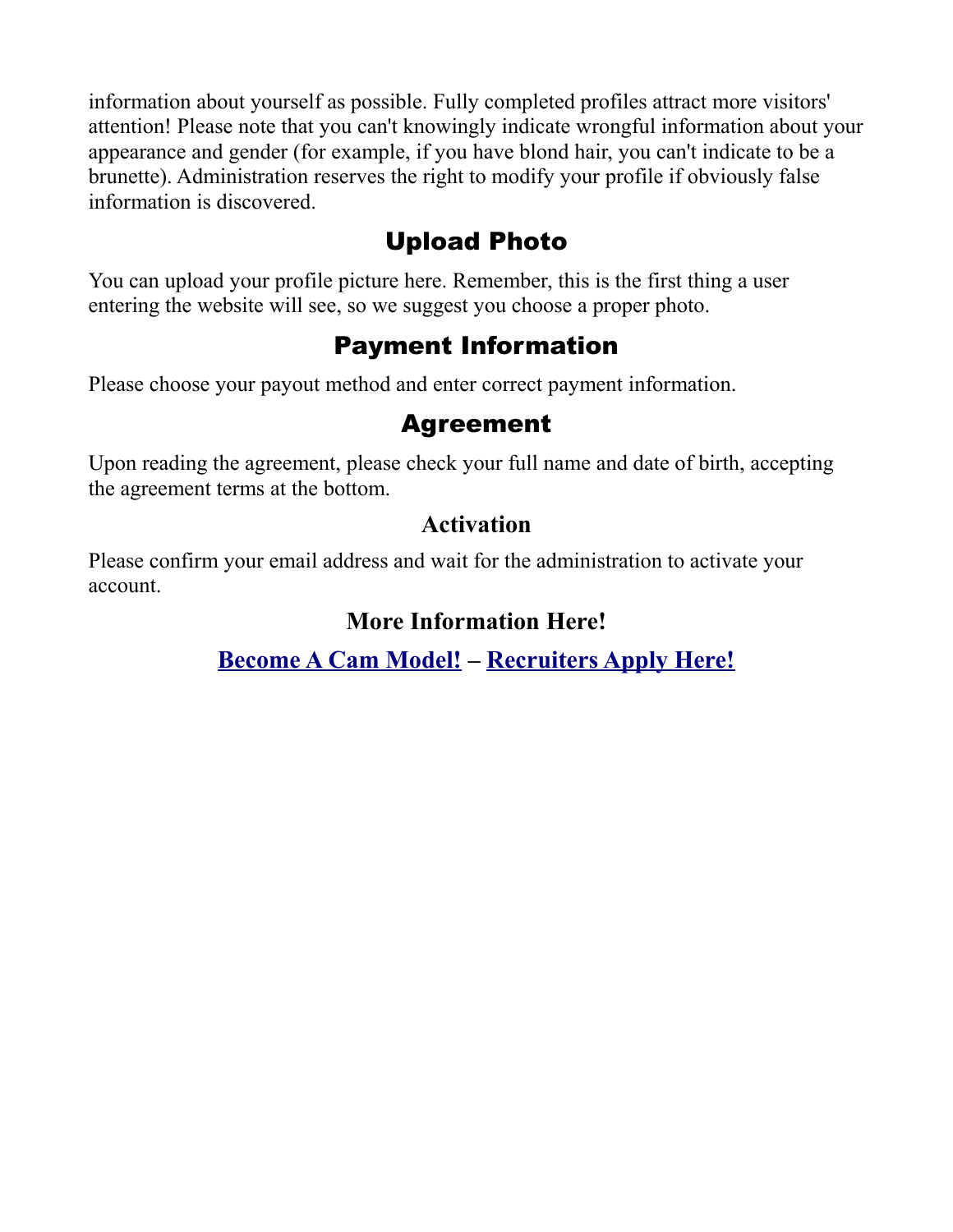information about yourself as possible. Fully completed profiles attract more visitors' attention! Please note that you can't knowingly indicate wrongful information about your appearance and gender (for example, if you have blond hair, you can't indicate to be a brunette). Administration reserves the right to modify your profile if obviously false information is discovered.

## Upload Photo

You can upload your profile picture here. Remember, this is the first thing a user entering the website will see, so we suggest you choose a proper photo.

## Payment Information

Please choose your payout method and enter correct payment information.

## Agreement

Upon reading the agreement, please check your full name and date of birth, accepting the agreement terms at the bottom.

### Activation

Please confirm your email address and wait for the administration to activate your account.

### More Information Here!

**Become A Cam Model! – Recruiters Apply Here!**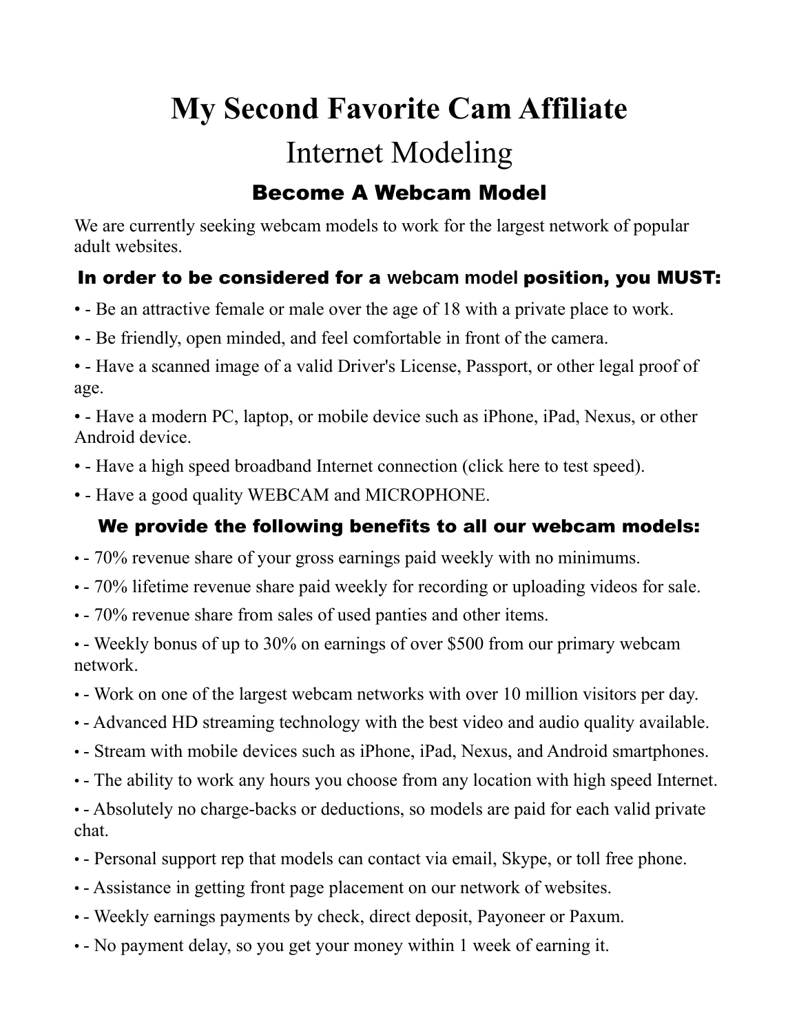# My Second Favorite Cam Affiliate

## Internet Modeling

### Become A Webcam Model

We are currently seeking webcam models to work for the largest network of popular adult websites.

### In order to be considered for a webcam model position, you MUST:

• - Be an attractive female or male over the age of 18 with a private place to work.

• - Be friendly, open minded, and feel comfortable in front of the camera.

• - Have a scanned image of a valid Driver's License, Passport, or other legal proof of age.

• - Have a modern PC, laptop, or mobile device such as iPhone, iPad, Nexus, or other Android device.

• - Have a high speed broadband Internet connection (click here to test speed).

• - Have a good quality WEBCAM and MICROPHONE.

### We provide the following benefits to all our webcam models:

• - 70% revenue share of your gross earnings paid weekly with no minimums.

• - 70% lifetime revenue share paid weekly for recording or uploading videos for sale.

• - 70% revenue share from sales of used panties and other items.

• - Weekly bonus of up to 30% on earnings of over $500 from our primary webcam network.

• - Work on one of the largest webcam networks with over 10 million visitors per day.

• - Advanced HD streaming technology with the best video and audio quality available.

• - Stream with mobile devices such as iPhone, iPad, Nexus, and Android smartphones.

• - The ability to work any hours you choose from any location with high speed Internet.

• - Absolutely no charge-backs or deductions, so models are paid for each valid private chat.

• - Personal support rep that models can contact via email, Skype, or toll free phone.

• - Assistance in getting front page placement on our network of websites.

• - Weekly earnings payments by check, direct deposit, Payoneer or Paxum.

• - No payment delay, so you get your money within 1 week of earning it.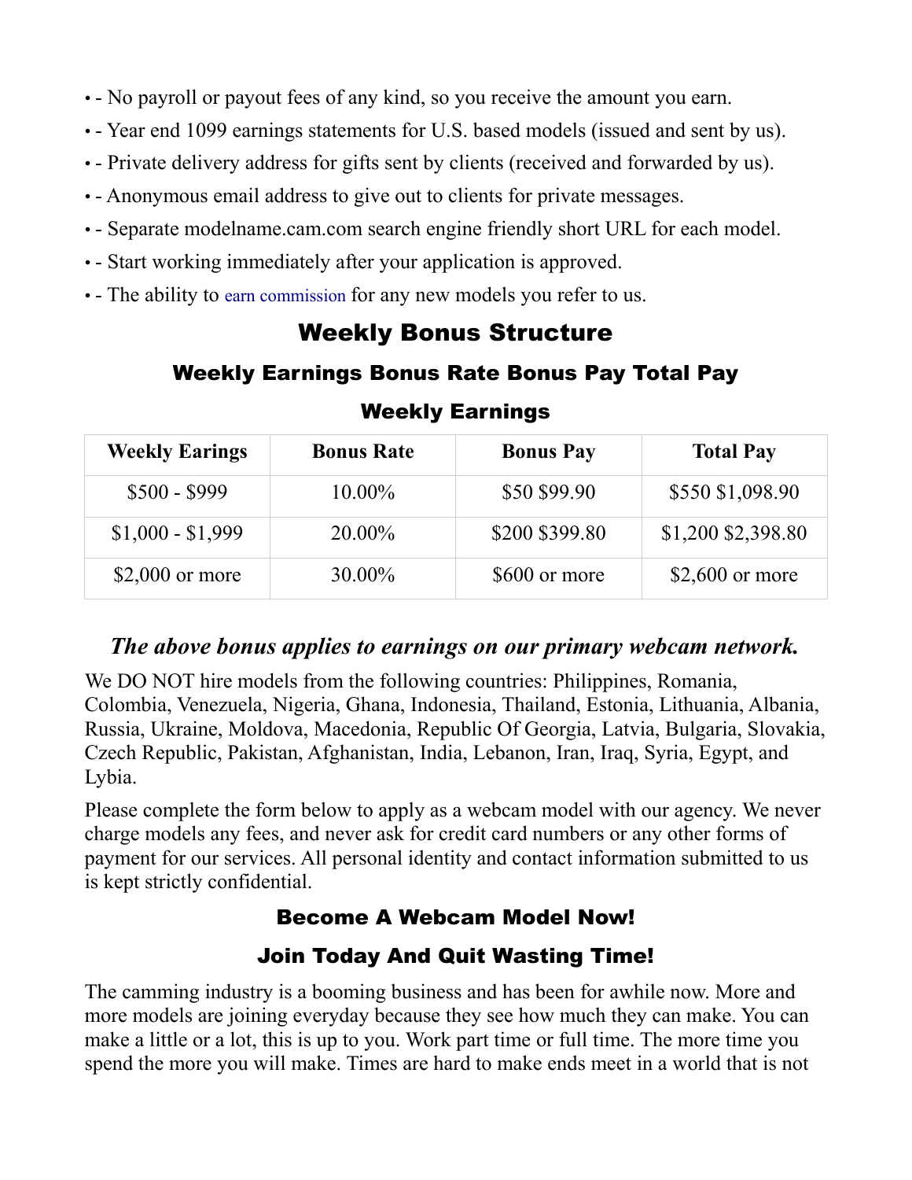- - No payroll or payout fees of any kind, so you receive the amount you earn.
- - Year end 1099 earnings statements for U.S. based models (issued and sent by us).
- - Private delivery address for gifts sent by clients (received and forwarded by us).
- - Anonymous email address to give out to clients for private messages.
- - Separate modelname.cam.com search engine friendly short URL for each model.
- - Start working immediately after your application is approved.
- - The ability to earn commission for any new models you refer to us.

## Weekly Bonus Structure

### Weekly Earnings Bonus Rate Bonus Pay Total Pay

### Weekly Earnings

| Weekly Earings | Bonus Rate | Bonus Pay | Total Pay |
|---|---|---|---|
| $500 - $999 | 10.00% | $50 $99.90 | $550 $1,098.90 |
| $1,000 - $1,999 | 20.00% | $200 $399.80 | $1,200 $2,398.80 |
| $2,000 or more | 30.00% | $600 or more | $2,600 or more |

### *The above bonus applies to earnings on our primary webcam network.*

We DO NOT hire models from the following countries: Philippines, Romania, Colombia, Venezuela, Nigeria, Ghana, Indonesia, Thailand, Estonia, Lithuania, Albania, Russia, Ukraine, Moldova, Macedonia, Republic Of Georgia, Latvia, Bulgaria, Slovakia, Czech Republic, Pakistan, Afghanistan, India, Lebanon, Iran, Iraq, Syria, Egypt, and Lybia.

Please complete the form below to apply as a webcam model with our agency. We never charge models any fees, and never ask for credit card numbers or any other forms of payment for our services. All personal identity and contact information submitted to us is kept strictly confidential.

### Become A Webcam Model Now!

### Join Today And Quit Wasting Time!

The camming industry is a booming business and has been for awhile now. More and more models are joining everyday because they see how much they can make. You can make a little or a lot, this is up to you. Work part time or full time. The more time you spend the more you will make. Times are hard to make ends meet in a world that is not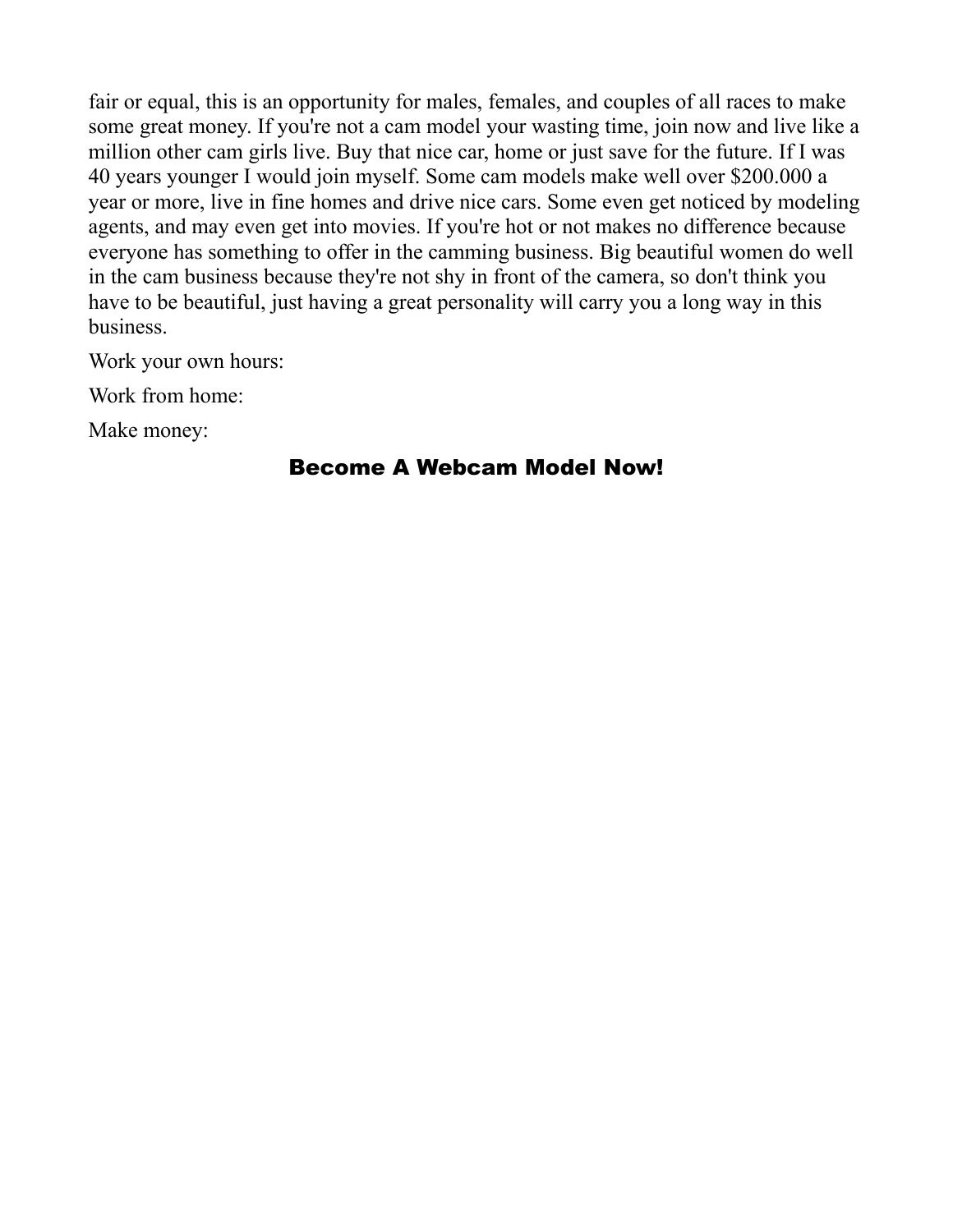fair or equal, this is an opportunity for males, females, and couples of all races to make some great money. If you're not a cam model your wasting time, join now and live like a million other cam girls live. Buy that nice car, home or just save for the future. If I was 40 years younger I would join myself. Some cam models make well over $200.000 a year or more, live in fine homes and drive nice cars. Some even get noticed by modeling agents, and may even get into movies. If you're hot or not makes no difference because everyone has something to offer in the camming business. Big beautiful women do well in the cam business because they're not shy in front of the camera, so don't think you have to be beautiful, just having a great personality will carry you a long way in this business.

Work your own hours:

Work from home:

Make money:

**Become A Webcam Model Now!**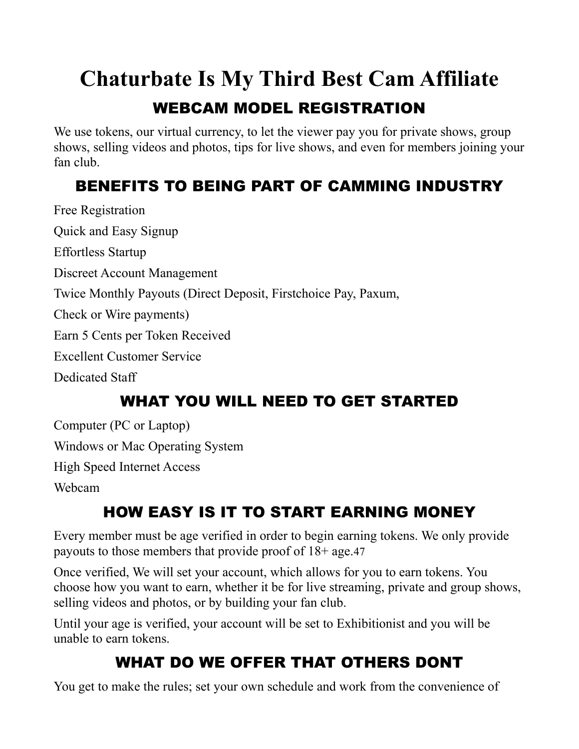# Chaturbate Is My Third Best Cam Affiliate

## WEBCAM MODEL REGISTRATION

We use tokens, our virtual currency, to let the viewer pay you for private shows, group shows, selling videos and photos, tips for live shows, and even for members joining your fan club.

## BENEFITS TO BEING PART OF CAMMING INDUSTRY

Free Registration

Quick and Easy Signup

Effortless Startup

Discreet Account Management

Twice Monthly Payouts (Direct Deposit, Firstchoice Pay, Paxum,

Check or Wire payments)

Earn 5 Cents per Token Received

Excellent Customer Service

Dedicated Staff

## WHAT YOU WILL NEED TO GET STARTED

Computer (PC or Laptop)

Windows or Mac Operating System

High Speed Internet Access

Webcam

## HOW EASY IS IT TO START EARNING MONEY

Every member must be age verified in order to begin earning tokens. We only provide payouts to those members that provide proof of 18+ age.47

Once verified, We will set your account, which allows for you to earn tokens. You choose how you want to earn, whether it be for live streaming, private and group shows, selling videos and photos, or by building your fan club.

Until your age is verified, your account will be set to Exhibitionist and you will be unable to earn tokens.

## WHAT DO WE OFFER THAT OTHERS DONT

You get to make the rules; set your own schedule and work from the convenience of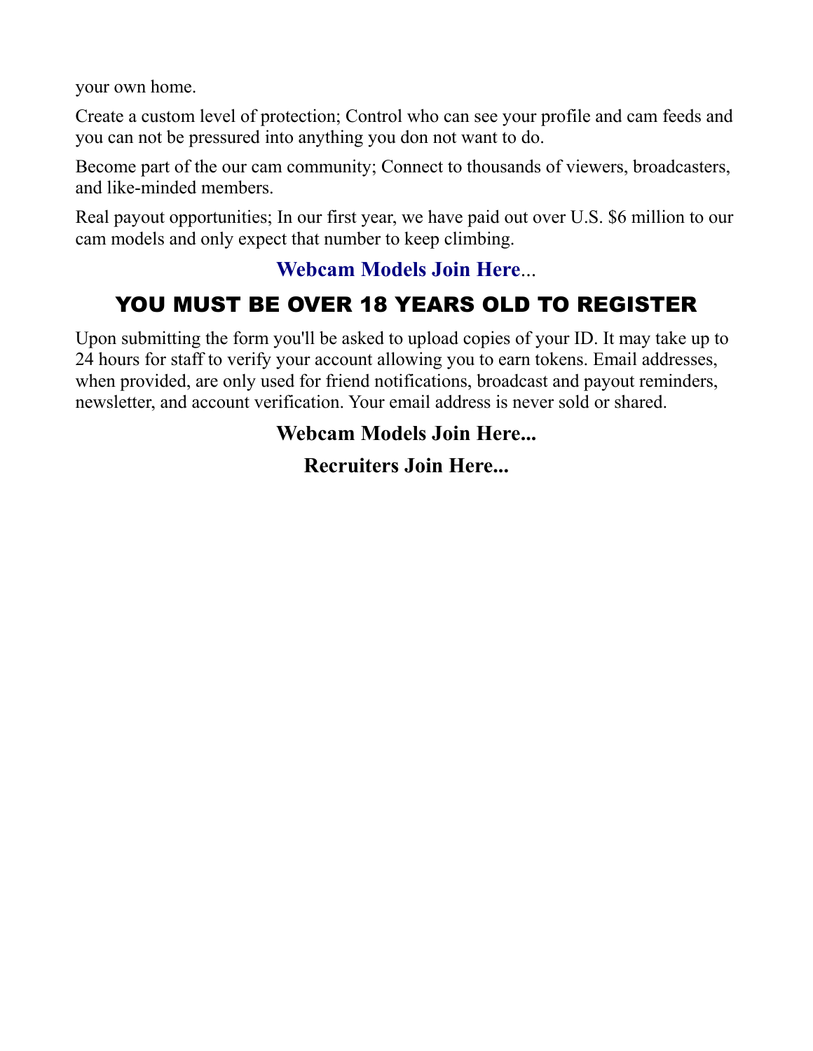your own home.

Create a custom level of protection; Control who can see your profile and cam feeds and you can not be pressured into anything you don not want to do.

Become part of the our cam community; Connect to thousands of viewers, broadcasters, and like-minded members.

Real payout opportunities; In our first year, we have paid out over U.S. $6 million to our cam models and only expect that number to keep climbing.

**Webcam Models Join Here**...

## YOU MUST BE OVER 18 YEARS OLD TO REGISTER

Upon submitting the form you'll be asked to upload copies of your ID. It may take up to 24 hours for staff to verify your account allowing you to earn tokens. Email addresses, when provided, are only used for friend notifications, broadcast and payout reminders, newsletter, and account verification. Your email address is never sold or shared.

**Webcam Models Join Here...**

**Recruiters Join Here...**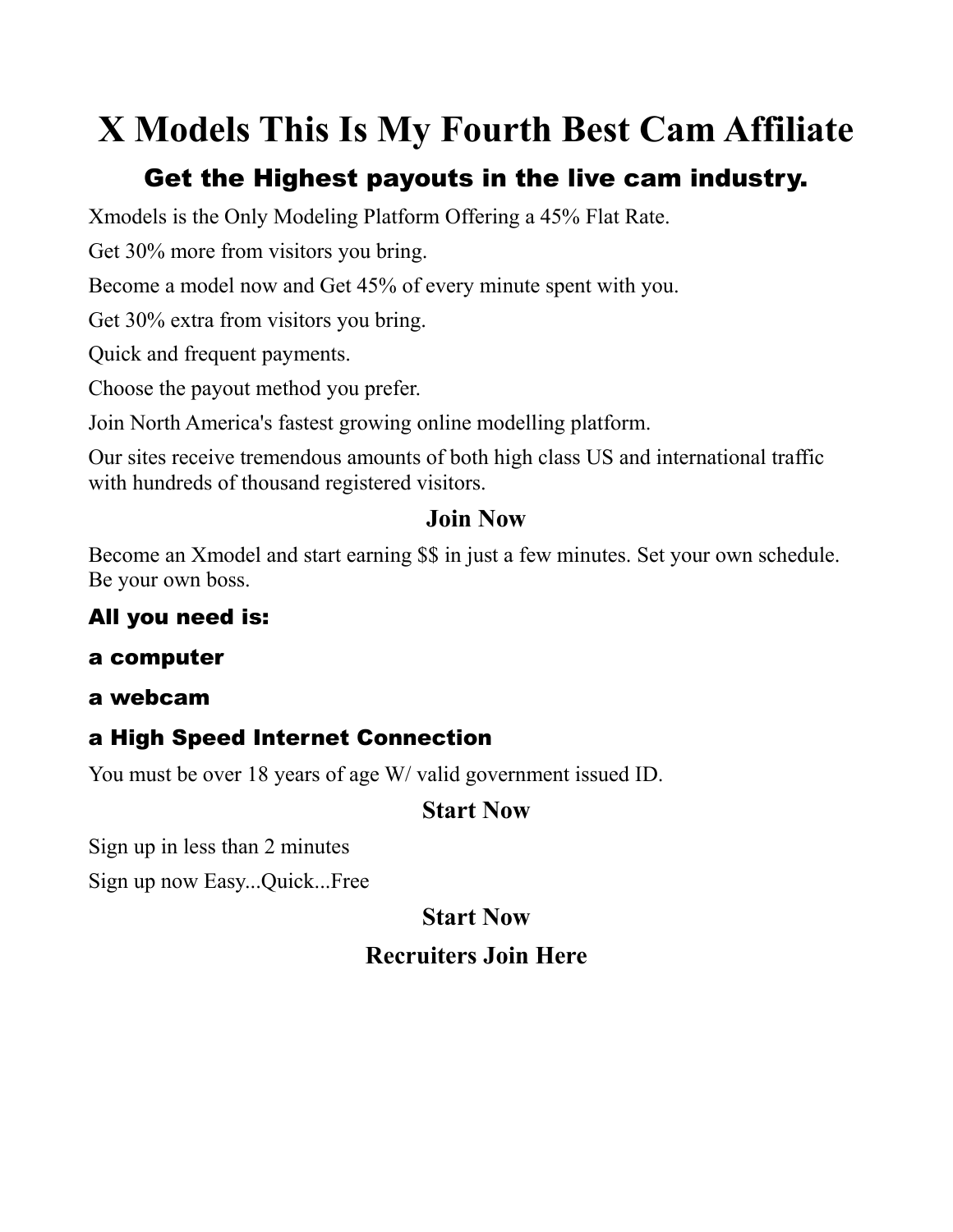# X Models This Is My Fourth Best Cam Affiliate

## Get the Highest payouts in the live cam industry.

Xmodels is the Only Modeling Platform Offering a 45% Flat Rate.

Get 30% more from visitors you bring.

Become a model now and Get 45% of every minute spent with you.

Get 30% extra from visitors you bring.

Quick and frequent payments.

Choose the payout method you prefer.

Join North America's fastest growing online modelling platform.

Our sites receive tremendous amounts of both high class US and international traffic with hundreds of thousand registered visitors.

### Join Now

Become an Xmodel and start earning $$ in just a few minutes. Set your own schedule. Be your own boss.

### All you need is:

### a computer

### a webcam

### a High Speed Internet Connection

You must be over 18 years of age W/ valid government issued ID.

### Start Now

Sign up in less than 2 minutes

Sign up now Easy...Quick...Free

### Start Now

### Recruiters Join Here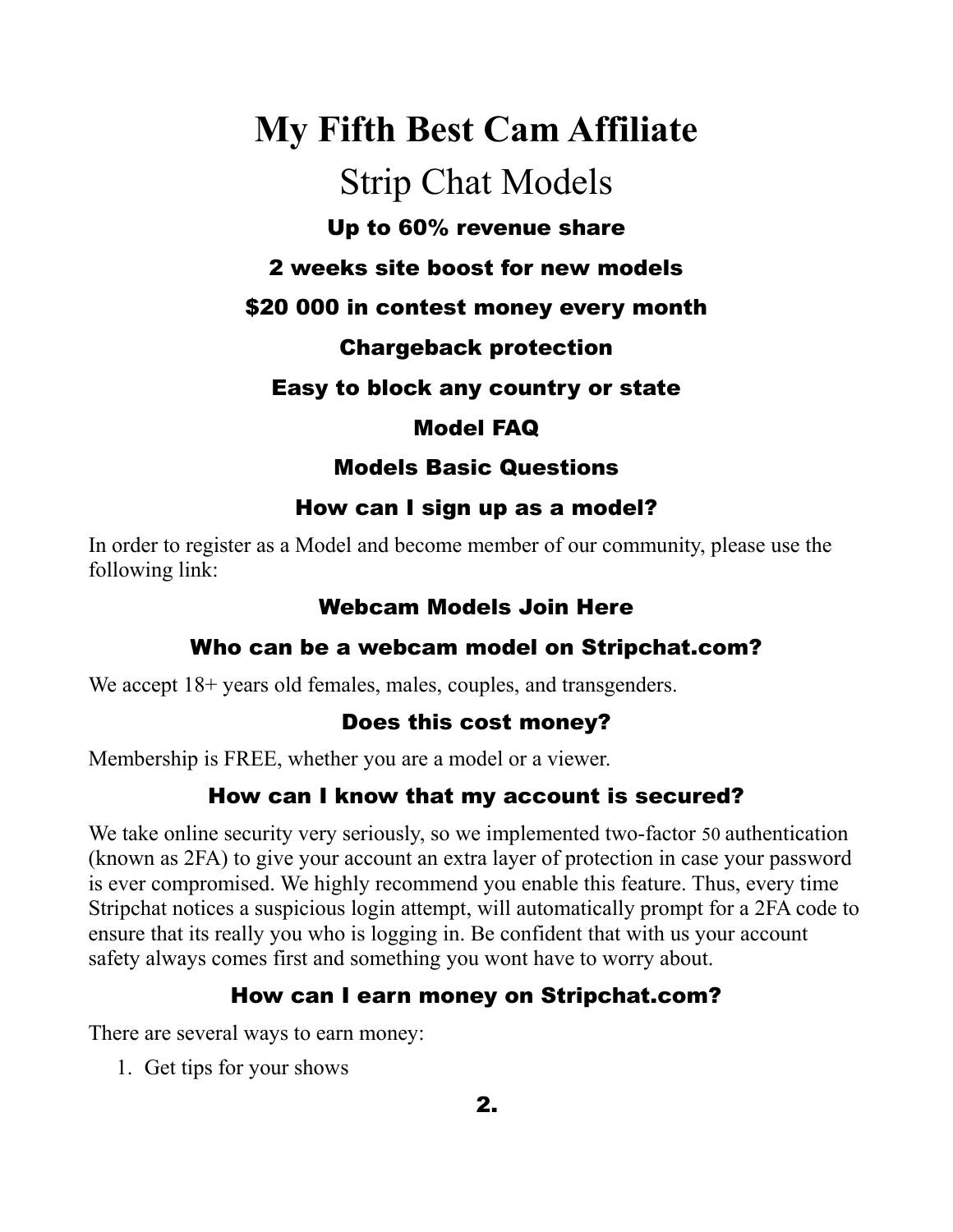# My Fifth Best Cam Affiliate

## Strip Chat Models

### Up to 60% revenue share

### 2 weeks site boost for new models

### $20 000 in contest money every month

### Chargeback protection

### Easy to block any country or state

### Model FAQ

### Models Basic Questions

### How can I sign up as a model?

In order to register as a Model and become member of our community, please use the following link:

### Webcam Models Join Here

### Who can be a webcam model on Stripchat.com?

We accept 18+ years old females, males, couples, and transgenders.

### Does this cost money?

Membership is FREE, whether you are a model or a viewer.

### How can I know that my account is secured?

We take online security very seriously, so we implemented two-factor 50 authentication (known as 2FA) to give your account an extra layer of protection in case your password is ever compromised. We highly recommend you enable this feature. Thus, every time Stripchat notices a suspicious login attempt, will automatically prompt for a 2FA code to ensure that its really you who is logging in. Be confident that with us your account safety always comes first and something you wont have to worry about.

### How can I earn money on Stripchat.com?

There are several ways to earn money:

1. Get tips for your shows
2.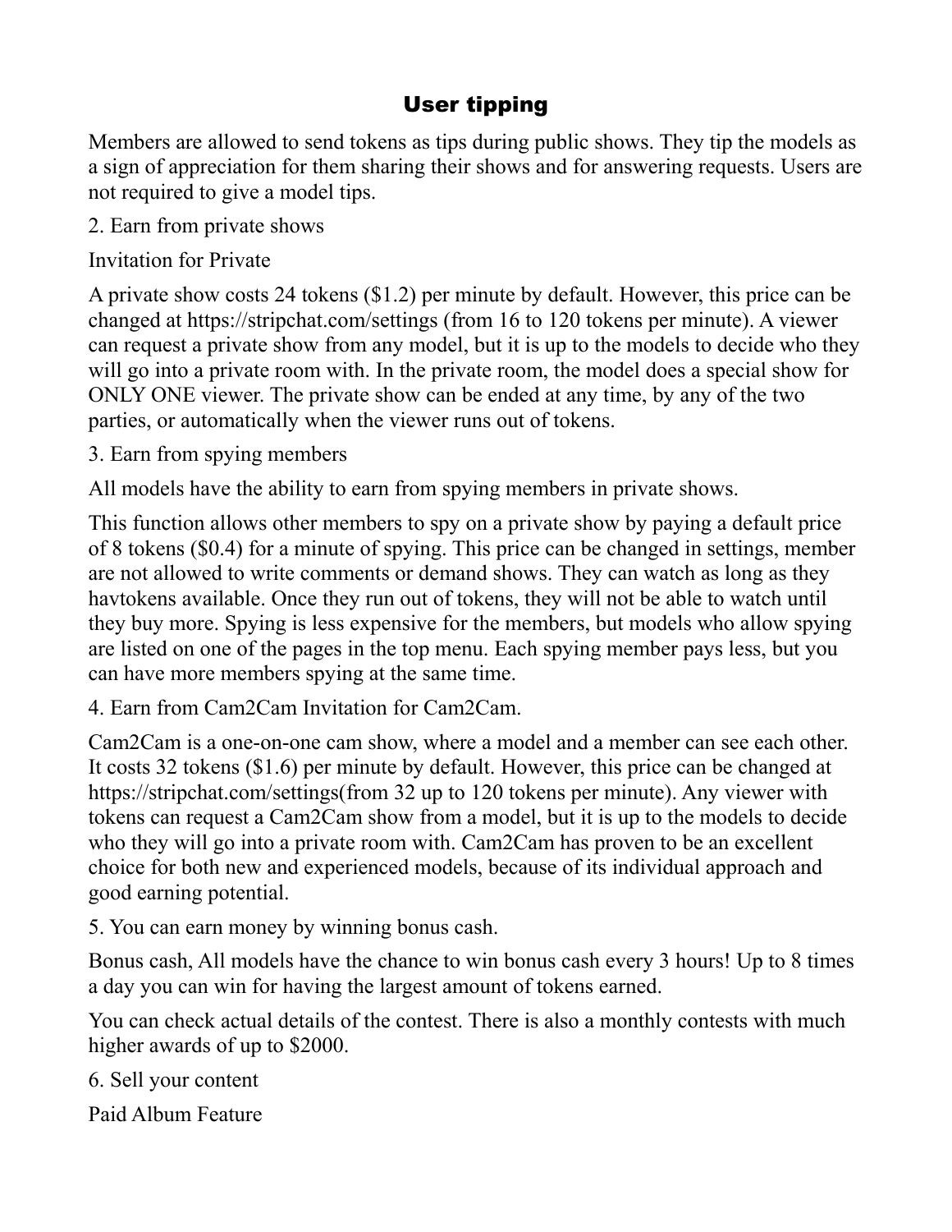## User tipping

Members are allowed to send tokens as tips during public shows. They tip the models as a sign of appreciation for them sharing their shows and for answering requests. Users are not required to give a model tips.

2. Earn from private shows

Invitation for Private

A private show costs 24 tokens ($1.2) per minute by default. However, this price can be changed at https://stripchat.com/settings (from 16 to 120 tokens per minute). A viewer can request a private show from any model, but it is up to the models to decide who they will go into a private room with. In the private room, the model does a special show for ONLY ONE viewer. The private show can be ended at any time, by any of the two parties, or automatically when the viewer runs out of tokens.

3. Earn from spying members

All models have the ability to earn from spying members in private shows.

This function allows other members to spy on a private show by paying a default price of 8 tokens ($0.4) for a minute of spying. This price can be changed in settings, member are not allowed to write comments or demand shows. They can watch as long as they havtokens available. Once they run out of tokens, they will not be able to watch until they buy more. Spying is less expensive for the members, but models who allow spying are listed on one of the pages in the top menu. Each spying member pays less, but you can have more members spying at the same time.

4. Earn from Cam2Cam Invitation for Cam2Cam.

Cam2Cam is a one-on-one cam show, where a model and a member can see each other. It costs 32 tokens ($1.6) per minute by default. However, this price can be changed at https://stripchat.com/settings(from 32 up to 120 tokens per minute). Any viewer with tokens can request a Cam2Cam show from a model, but it is up to the models to decide who they will go into a private room with. Cam2Cam has proven to be an excellent choice for both new and experienced models, because of its individual approach and good earning potential.

5. You can earn money by winning bonus cash.

Bonus cash, All models have the chance to win bonus cash every 3 hours! Up to 8 times a day you can win for having the largest amount of tokens earned.

You can check actual details of the contest. There is also a monthly contests with much higher awards of up to $2000.

6. Sell your content

Paid Album Feature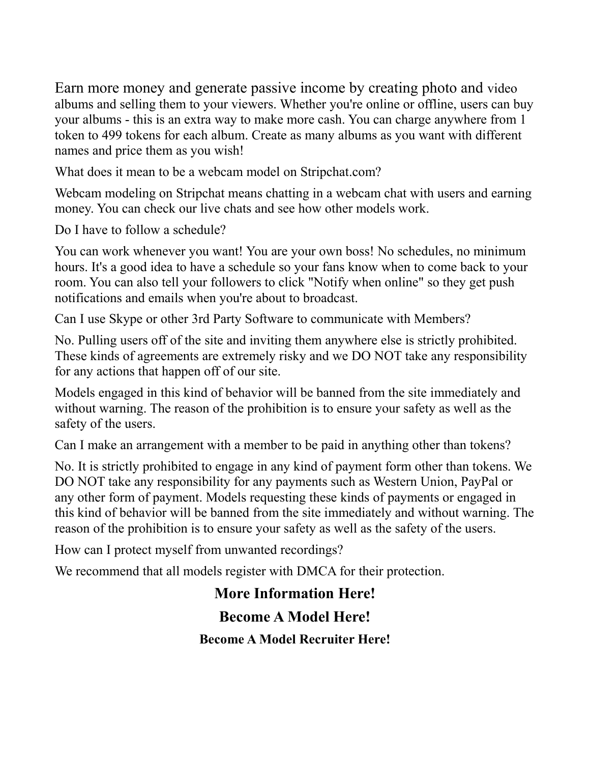Earn more money and generate passive income by creating photo and video albums and selling them to your viewers. Whether you're online or offline, users can buy your albums - this is an extra way to make more cash. You can charge anywhere from 1 token to 499 tokens for each album. Create as many albums as you want with different names and price them as you wish!

What does it mean to be a webcam model on Stripchat.com?

Webcam modeling on Stripchat means chatting in a webcam chat with users and earning money. You can check our live chats and see how other models work.

Do I have to follow a schedule?

You can work whenever you want! You are your own boss! No schedules, no minimum hours. It's a good idea to have a schedule so your fans know when to come back to your room. You can also tell your followers to click "Notify when online" so they get push notifications and emails when you're about to broadcast.

Can I use Skype or other 3rd Party Software to communicate with Members?

No. Pulling users off of the site and inviting them anywhere else is strictly prohibited. These kinds of agreements are extremely risky and we DO NOT take any responsibility for any actions that happen off of our site.

Models engaged in this kind of behavior will be banned from the site immediately and without warning. The reason of the prohibition is to ensure your safety as well as the safety of the users.

Can I make an arrangement with a member to be paid in anything other than tokens?

No. It is strictly prohibited to engage in any kind of payment form other than tokens. We DO NOT take any responsibility for any payments such as Western Union, PayPal or any other form of payment. Models requesting these kinds of payments or engaged in this kind of behavior will be banned from the site immediately and without warning. The reason of the prohibition is to ensure your safety as well as the safety of the users.

How can I protect myself from unwanted recordings?

We recommend that all models register with DMCA for their protection.

## More Information Here!

## Become A Model Here!

### Become A Model Recruiter Here!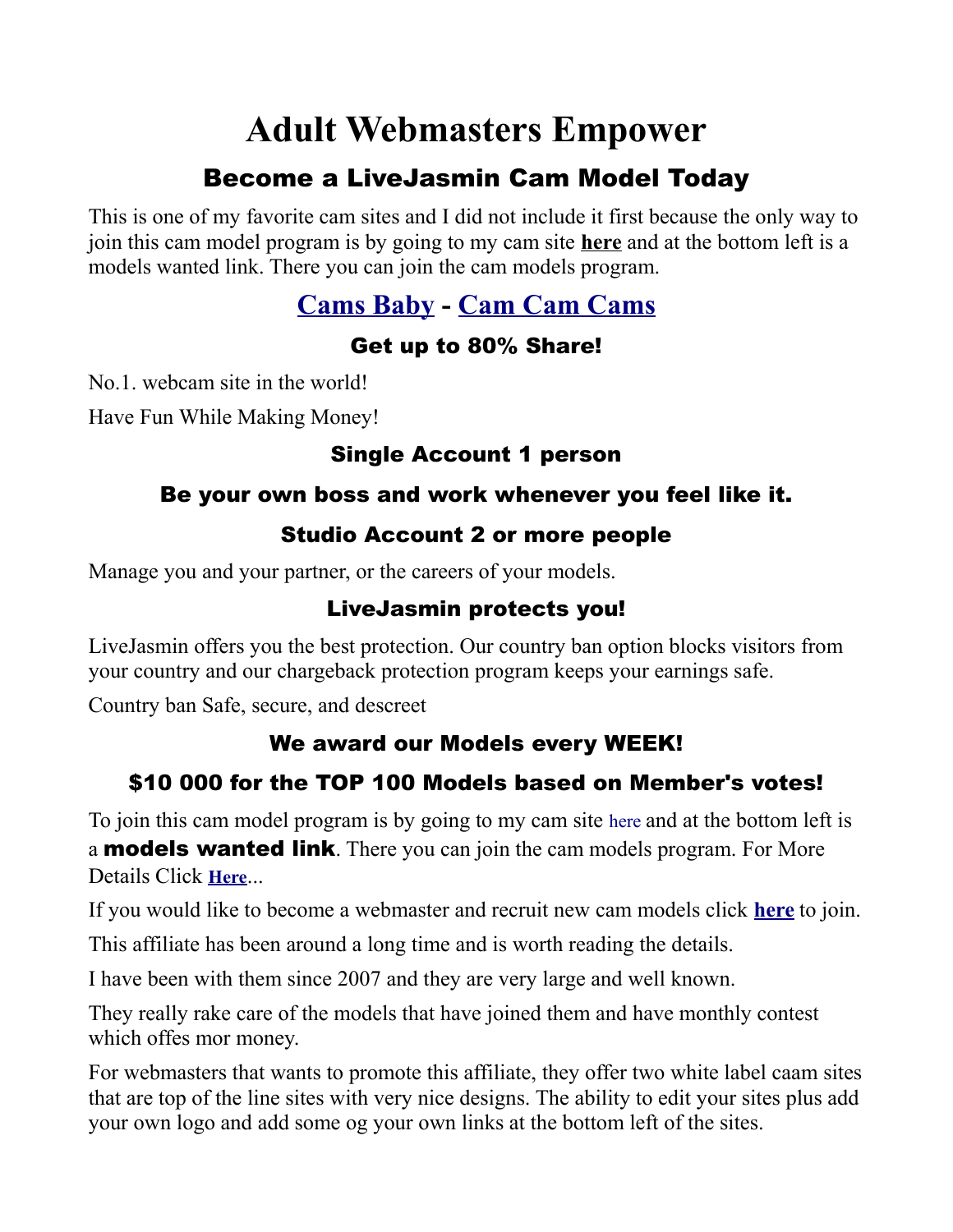# Adult Webmasters Empower

## Become a LiveJasmin Cam Model Today

This is one of my favorite cam sites and I did not include it first because the only way to join this cam model program is by going to my cam site **here** and at the bottom left is a models wanted link. There you can join the cam models program.

## Cams Baby - Cam Cam Cams

### Get up to 80% Share!

No.1. webcam site in the world!

Have Fun While Making Money!

### Single Account 1 person

### Be your own boss and work whenever you feel like it.

### Studio Account 2 or more people

Manage you and your partner, or the careers of your models.

### LiveJasmin protects you!

LiveJasmin offers you the best protection. Our country ban option blocks visitors from your country and our chargeback protection program keeps your earnings safe.

Country ban Safe, secure, and descreet

### We award our Models every WEEK!

### $10 000 for the TOP 100 Models based on Member's votes!

To join this cam model program is by going to my cam site here and at the bottom left is a **models wanted link**. There you can join the cam models program. For More Details Click **Here**...

If you would like to become a webmaster and recruit new cam models click **here** to join.

This affiliate has been around a long time and is worth reading the details.

I have been with them since 2007 and they are very large and well known.

They really rake care of the models that have joined them and have monthly contest which offes mor money.

For webmasters that wants to promote this affiliate, they offer two white label caam sites that are top of the line sites with very nice designs. The ability to edit your sites plus add your own logo and add some og your own links at the bottom left of the sites.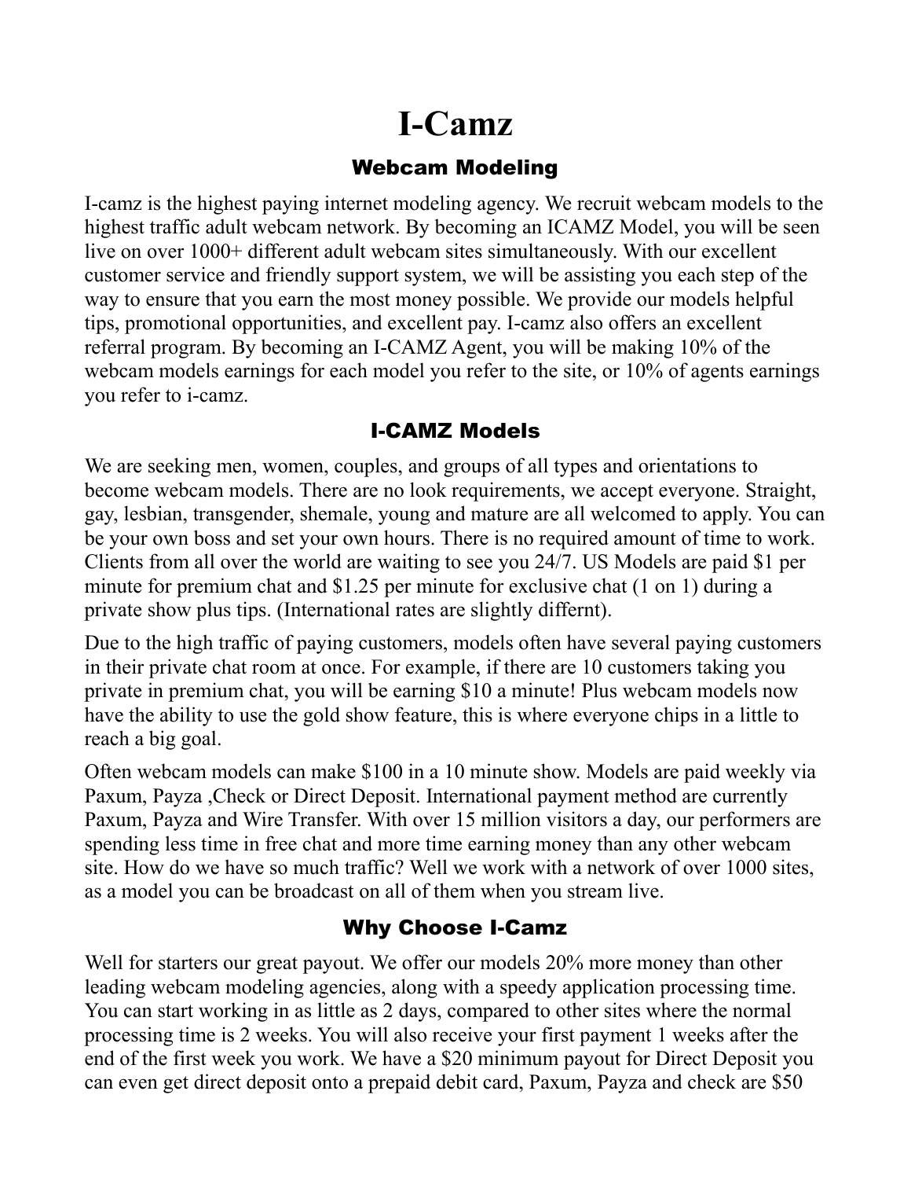# I-Camz

## Webcam Modeling

I-camz is the highest paying internet modeling agency. We recruit webcam models to the highest traffic adult webcam network. By becoming an ICAMZ Model, you will be seen live on over 1000+ different adult webcam sites simultaneously. With our excellent customer service and friendly support system, we will be assisting you each step of the way to ensure that you earn the most money possible. We provide our models helpful tips, promotional opportunities, and excellent pay. I-camz also offers an excellent referral program. By becoming an I-CAMZ Agent, you will be making 10% of the webcam models earnings for each model you refer to the site, or 10% of agents earnings you refer to i-camz.

## I-CAMZ Models

We are seeking men, women, couples, and groups of all types and orientations to become webcam models. There are no look requirements, we accept everyone. Straight, gay, lesbian, transgender, shemale, young and mature are all welcomed to apply. You can be your own boss and set your own hours. There is no required amount of time to work. Clients from all over the world are waiting to see you 24/7. US Models are paid $1 per minute for premium chat and $1.25 per minute for exclusive chat (1 on 1) during a private show plus tips. (International rates are slightly differnt).

Due to the high traffic of paying customers, models often have several paying customers in their private chat room at once. For example, if there are 10 customers taking you private in premium chat, you will be earning $10 a minute! Plus webcam models now have the ability to use the gold show feature, this is where everyone chips in a little to reach a big goal.

Often webcam models can make $100 in a 10 minute show. Models are paid weekly via Paxum, Payza ,Check or Direct Deposit. International payment method are currently Paxum, Payza and Wire Transfer. With over 15 million visitors a day, our performers are spending less time in free chat and more time earning money than any other webcam site. How do we have so much traffic? Well we work with a network of over 1000 sites, as a model you can be broadcast on all of them when you stream live.

## Why Choose I-Camz

Well for starters our great payout. We offer our models 20% more money than other leading webcam modeling agencies, along with a speedy application processing time. You can start working in as little as 2 days, compared to other sites where the normal processing time is 2 weeks. You will also receive your first payment 1 weeks after the end of the first week you work. We have a $20 minimum payout for Direct Deposit you can even get direct deposit onto a prepaid debit card, Paxum, Payza and check are $50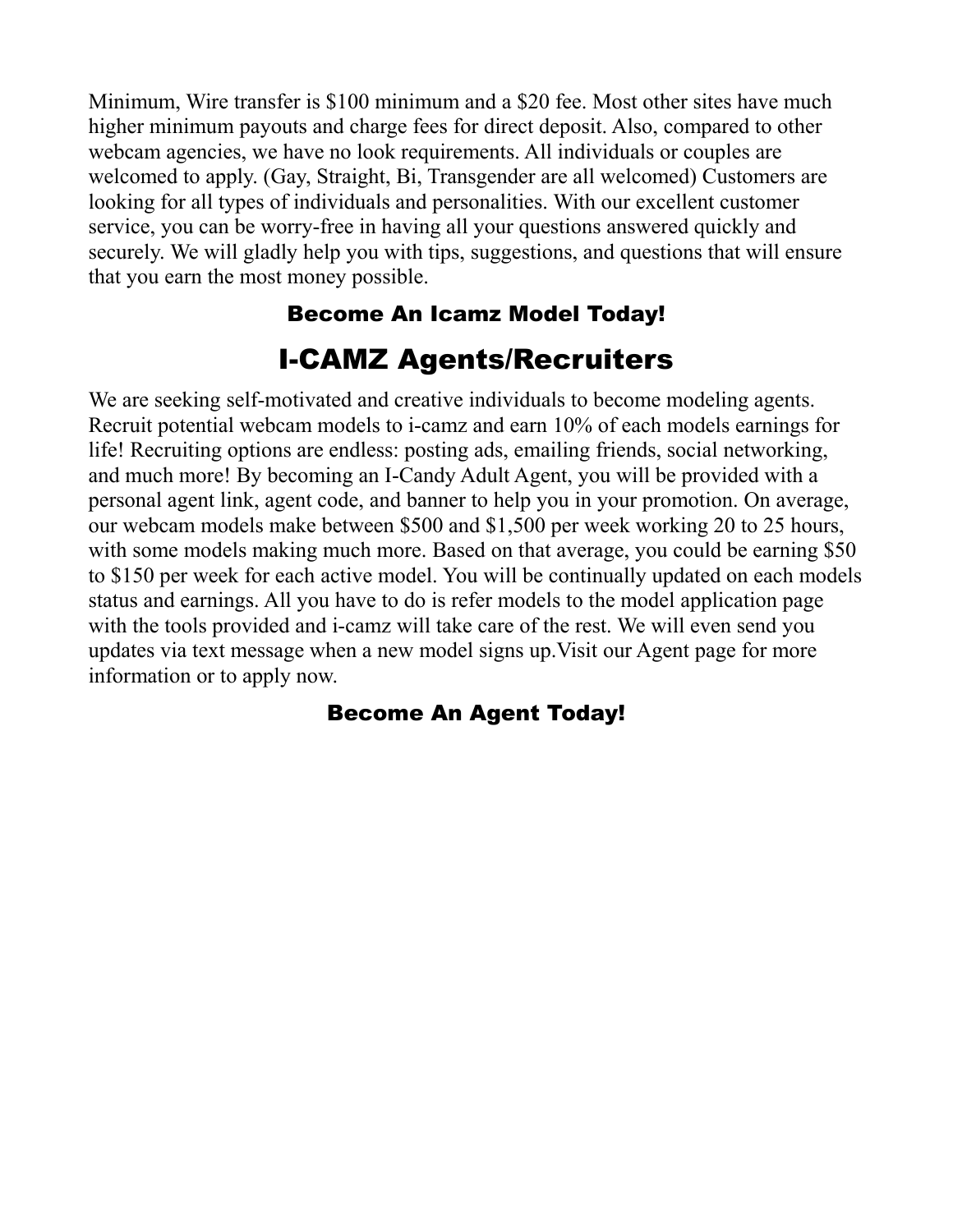Minimum, Wire transfer is $100 minimum and a $20 fee. Most other sites have much higher minimum payouts and charge fees for direct deposit. Also, compared to other webcam agencies, we have no look requirements. All individuals or couples are welcomed to apply. (Gay, Straight, Bi, Transgender are all welcomed) Customers are looking for all types of individuals and personalities. With our excellent customer service, you can be worry-free in having all your questions answered quickly and securely. We will gladly help you with tips, suggestions, and questions that will ensure that you earn the most money possible.

### Become An Icamz Model Today!

## I-CAMZ Agents/Recruiters

We are seeking self-motivated and creative individuals to become modeling agents. Recruit potential webcam models to i-camz and earn 10% of each models earnings for life! Recruiting options are endless: posting ads, emailing friends, social networking, and much more! By becoming an I-Candy Adult Agent, you will be provided with a personal agent link, agent code, and banner to help you in your promotion. On average, our webcam models make between $500 and $1,500 per week working 20 to 25 hours, with some models making much more. Based on that average, you could be earning $50 to $150 per week for each active model. You will be continually updated on each models status and earnings. All you have to do is refer models to the model application page with the tools provided and i-camz will take care of the rest. We will even send you updates via text message when a new model signs up.Visit our Agent page for more information or to apply now.

### Become An Agent Today!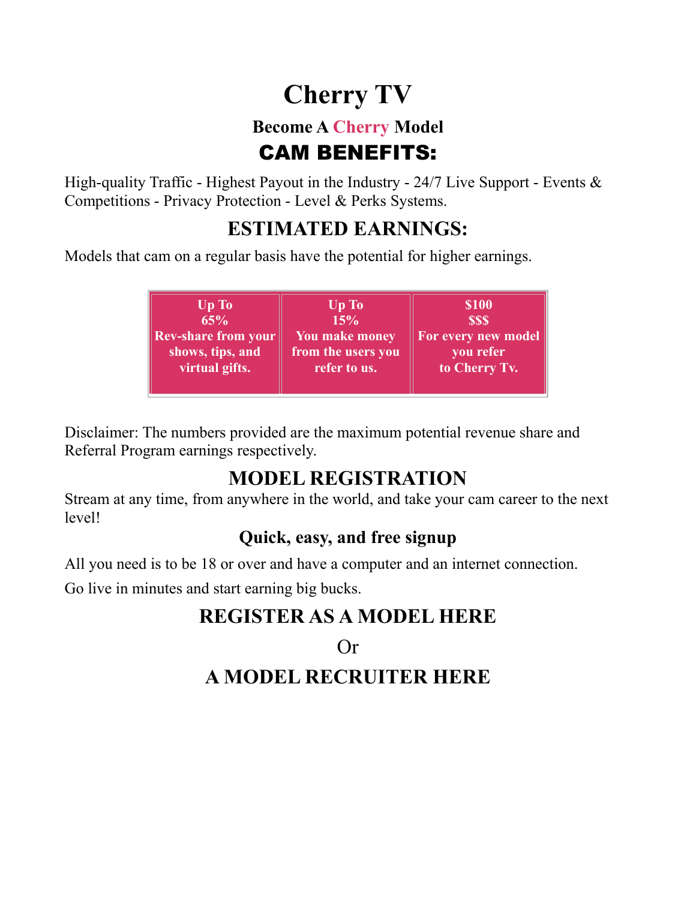# Cherry TV

### Become A Cherry Model

## CAM BENEFITS:

High-quality Traffic - Highest Payout in the Industry - 24/7 Live Support - Events & Competitions - Privacy Protection - Level & Perks Systems.

## ESTIMATED EARNINGS:

Models that cam on a regular basis have the potential for higher earnings.

| Up To 65% Rev-share from your shows, tips, and virtual gifts. | Up To 15% You make money from the users you refer to us. | $100 $$$ For every new model you refer to Cherry Tv. |
|---|---|---|

Disclaimer: The numbers provided are the maximum potential revenue share and Referral Program earnings respectively.

## MODEL REGISTRATION

Stream at any time, from anywhere in the world, and take your cam career to the next level!

### Quick, easy, and free signup

All you need is to be 18 or over and have a computer and an internet connection.

Go live in minutes and start earning big bucks.

## REGISTER AS A MODEL HERE

Or

## A MODEL RECRUITER HERE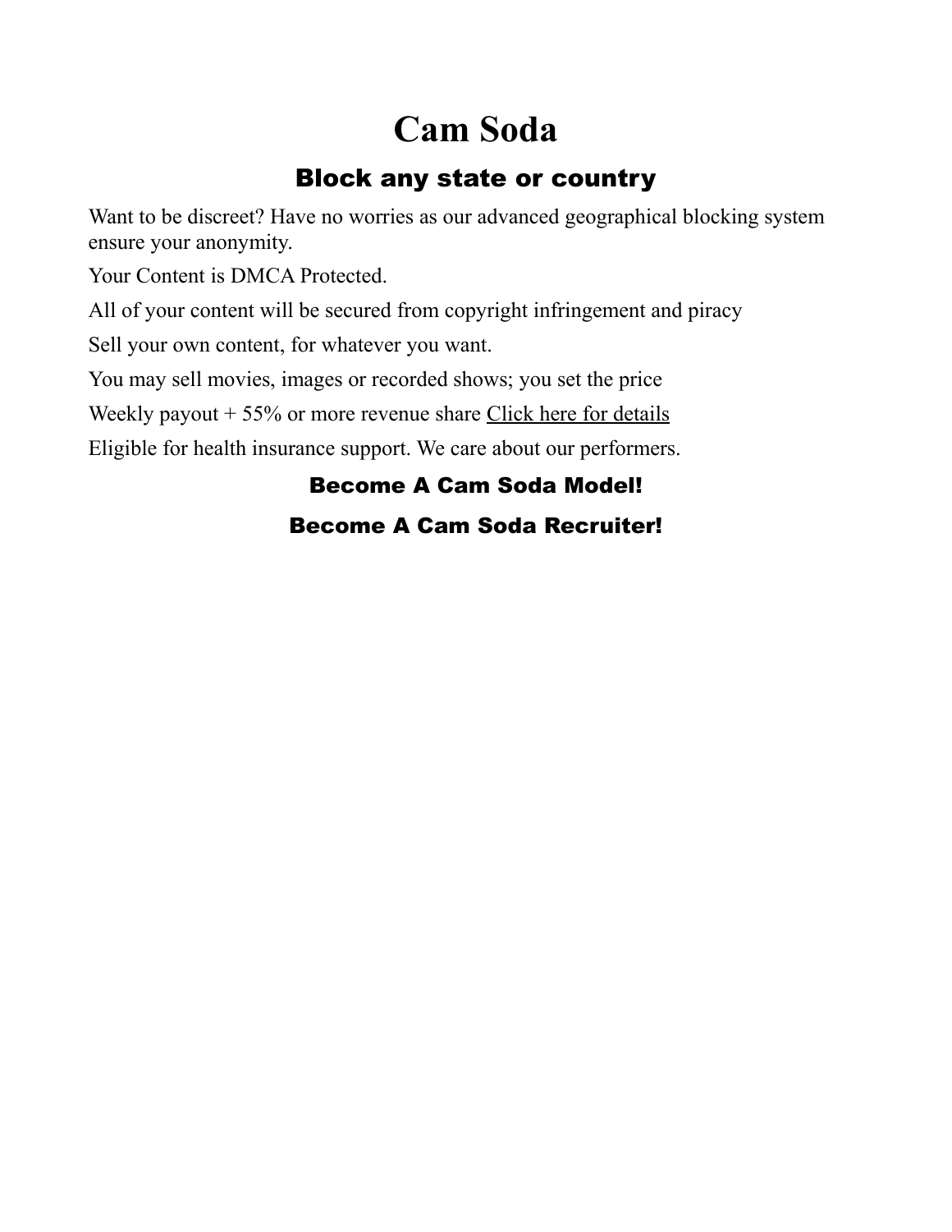# Cam Soda

## Block any state or country

Want to be discreet? Have no worries as our advanced geographical blocking system ensure your anonymity.

Your Content is DMCA Protected.

All of your content will be secured from copyright infringement and piracy

Sell your own content, for whatever you want.

You may sell movies, images or recorded shows; you set the price

Weekly payout + 55% or more revenue share Click here for details

Eligible for health insurance support. We care about our performers.

### Become A Cam Soda Model!

### Become A Cam Soda Recruiter!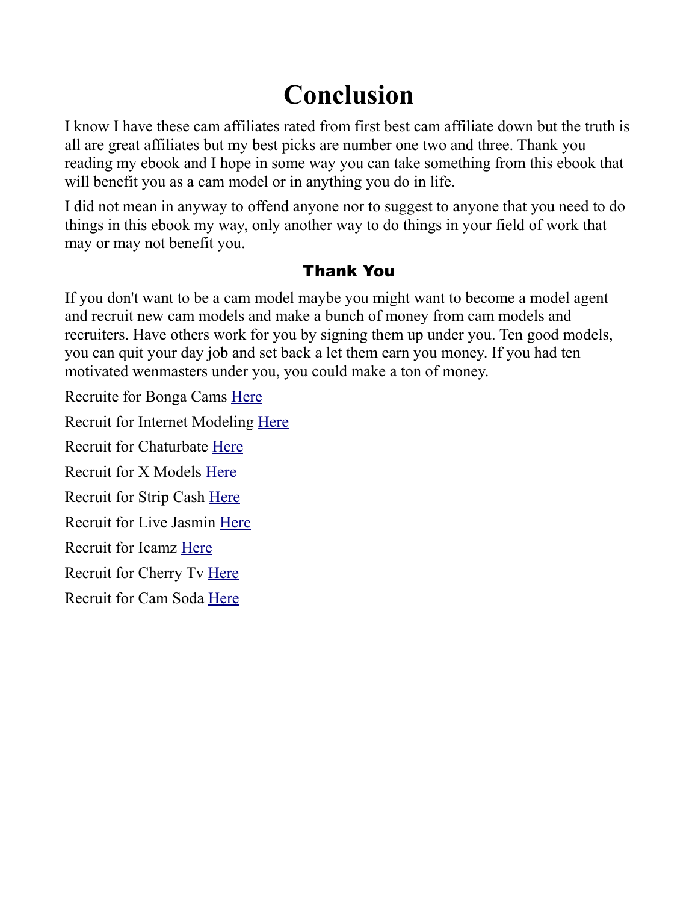# Conclusion

I know I have these cam affiliates rated from first best cam affiliate down but the truth is all are great affiliates but my best picks are number one two and three. Thank you reading my ebook and I hope in some way you can take something from this ebook that will benefit you as a cam model or in anything you do in life.

I did not mean in anyway to offend anyone nor to suggest to anyone that you need to do things in this ebook my way, only another way to do things in your field of work that may or may not benefit you.

### Thank You

If you don't want to be a cam model maybe you might want to become a model agent and recruit new cam models and make a bunch of money from cam models and recruiters. Have others work for you by signing them up under you. Ten good models, you can quit your day job and set back a let them earn you money. If you had ten motivated wenmasters under you, you could make a ton of money.

Recruite for Bonga Cams Here

Recruit for Internet Modeling Here

Recruit for Chaturbate Here

Recruit for X Models Here

Recruit for Strip Cash Here

Recruit for Live Jasmin Here

Recruit for Icamz Here

Recruit for Cherry Tv Here

Recruit for Cam Soda Here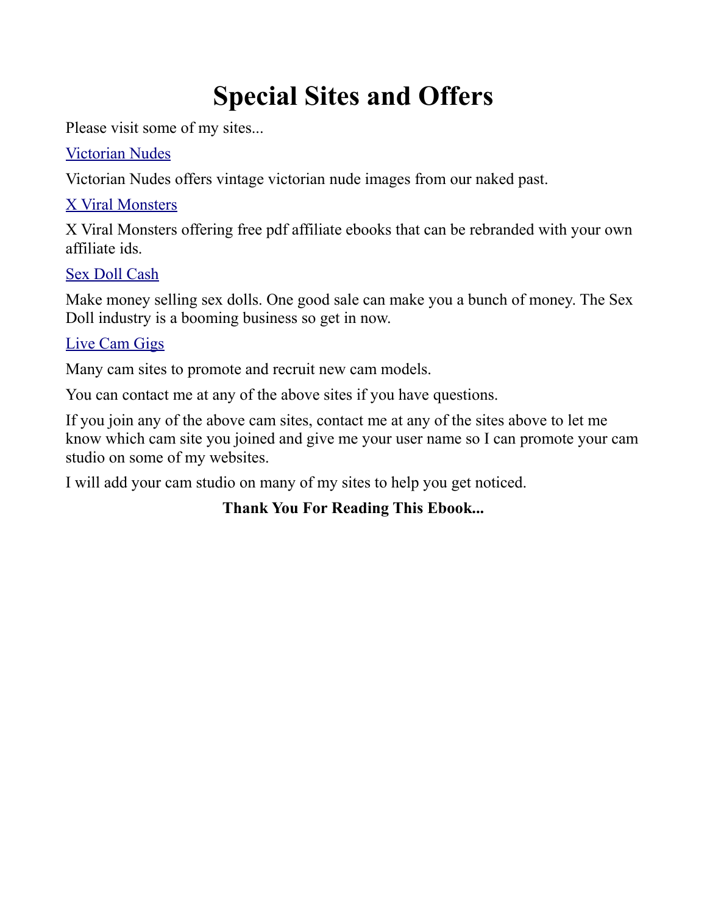# Special Sites and Offers

Please visit some of my sites...

[Victorian Nudes]

Victorian Nudes offers vintage victorian nude images from our naked past.

[X Viral Monsters]

X Viral Monsters offering free pdf affiliate ebooks that can be rebranded with your own affiliate ids.

[Sex Doll Cash]

Make money selling sex dolls. One good sale can make you a bunch of money. The Sex Doll industry is a booming business so get in now.

[Live Cam Gigs]

Many cam sites to promote and recruit new cam models.

You can contact me at any of the above sites if you have questions.

If you join any of the above cam sites, contact me at any of the sites above to let me know which cam site you joined and give me your user name so I can promote your cam studio on some of my websites.

I will add your cam studio on many of my sites to help you get noticed.

**Thank You For Reading This Ebook...**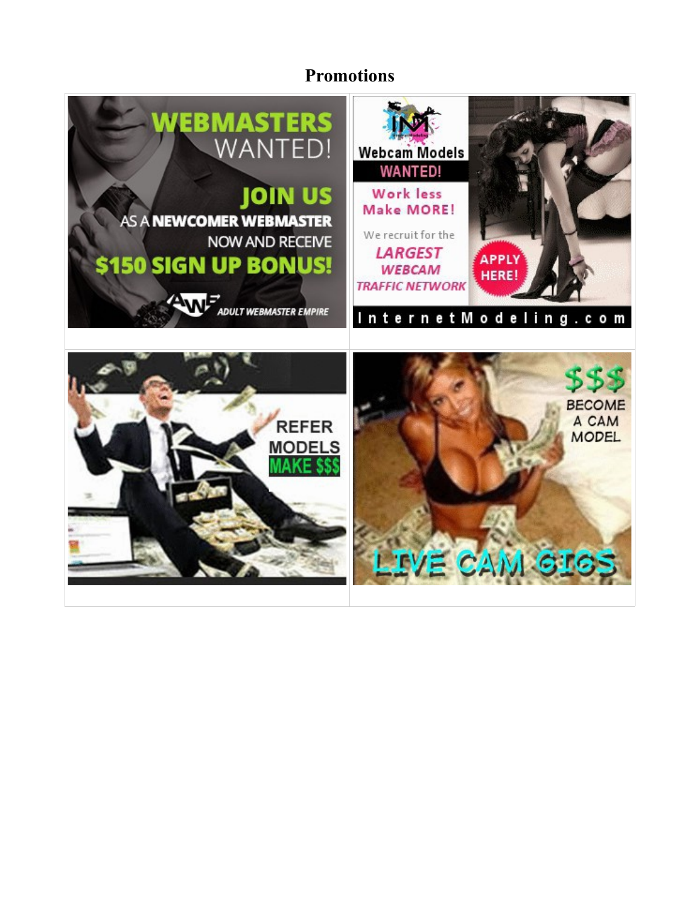# Promotions

| | |
|---|---|
| WEBMASTERS WANTED! JOIN US AS A NEWCOMER WEBMASTER NOW AND RECEIVE $150 SIGN UP BONUS! ADULT WEBMASTER EMPIRE | Webcam Models WANTED! Work less Make MORE! We recruit for the LARGEST WEBCAM TRAFFIC NETWORK APPLY HERE! InternetModeling.com |
| REFER MODELS MAKE $$$ | $$$ BECOME A CAM MODEL LIVE CAM GIGS |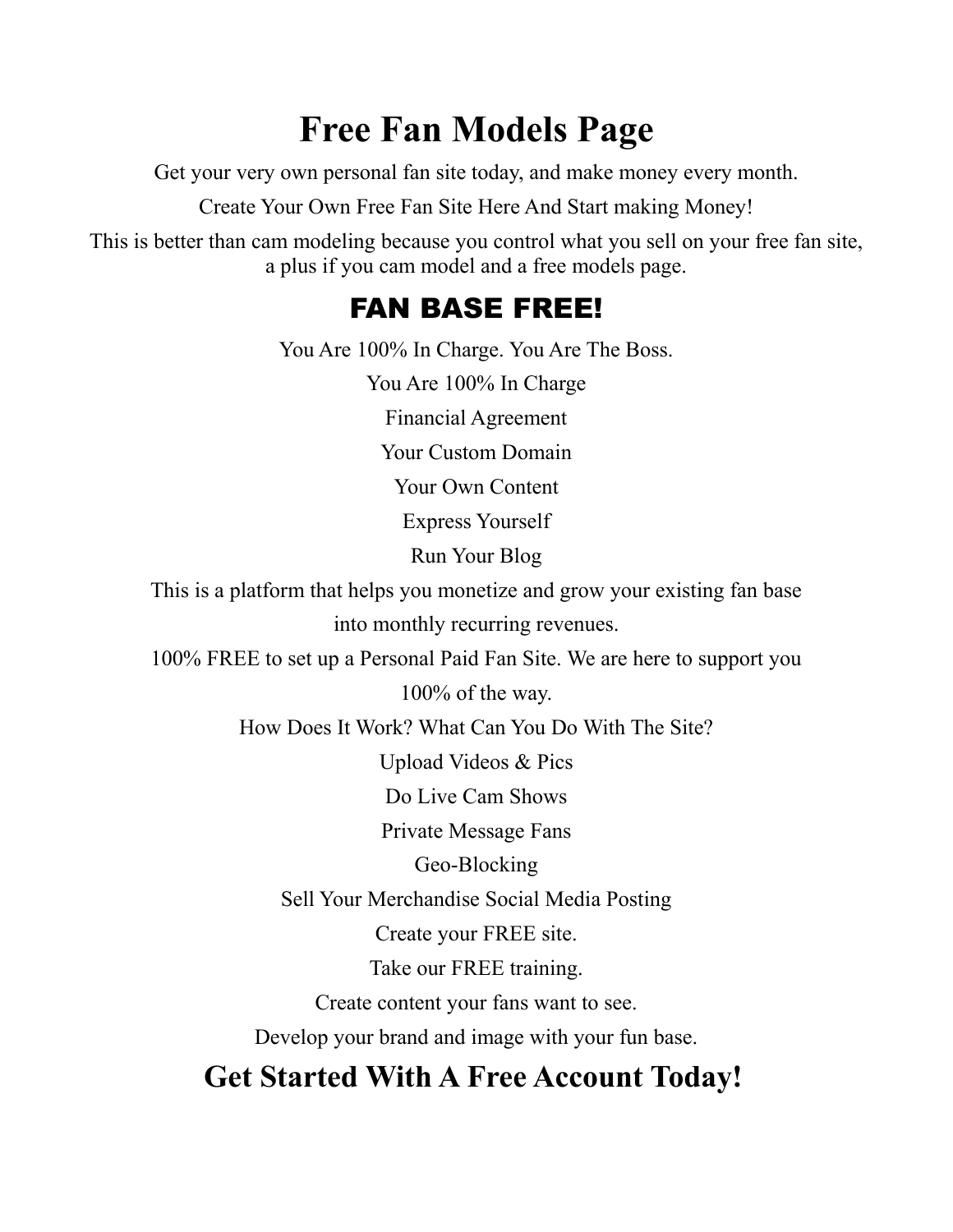# Free Fan Models Page

Get your very own personal fan site today, and make money every month.

Create Your Own Free Fan Site Here And Start making Money!

This is better than cam modeling because you control what you sell on your free fan site, a plus if you cam model and a free models page.

## FAN BASE FREE!

You Are 100% In Charge. You Are The Boss.

You Are 100% In Charge

Financial Agreement

Your Custom Domain

Your Own Content

Express Yourself

Run Your Blog

This is a platform that helps you monetize and grow your existing fan base into monthly recurring revenues.

100% FREE to set up a Personal Paid Fan Site. We are here to support you 100% of the way.

How Does It Work? What Can You Do With The Site?

Upload Videos & Pics

Do Live Cam Shows

Private Message Fans

Geo-Blocking

Sell Your Merchandise Social Media Posting

Create your FREE site.

Take our FREE training.

Create content your fans want to see.

Develop your brand and image with your fun base.

## Get Started With A Free Account Today!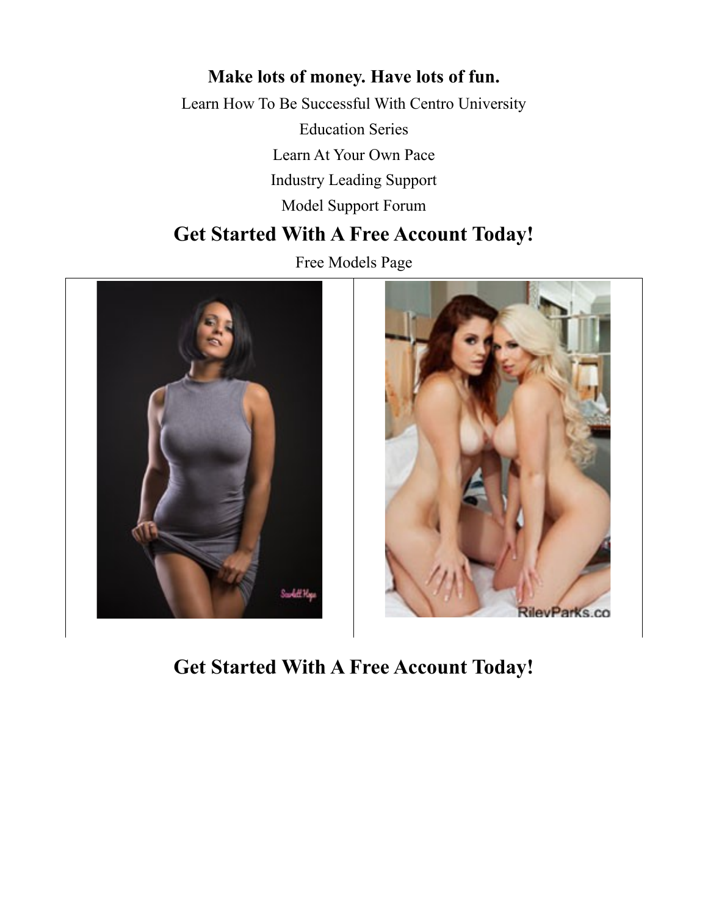**Make lots of money. Have lots of fun.**

Learn How To Be Successful With Centro University

Education Series

Learn At Your Own Pace

Industry Leading Support

Model Support Forum

## Get Started With A Free Account Today!

Free Models Page

## Get Started With A Free Account Today!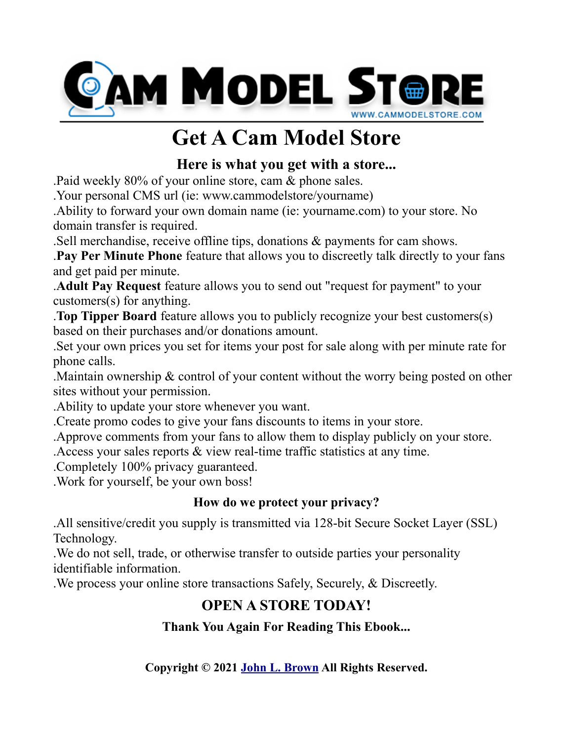# Cam Model Store

WWW.CAMMODELSTORE.COM

# Get A Cam Model Store

### Here is what you get with a store...

.Paid weekly 80% of your online store, cam & phone sales.
.Your personal CMS url (ie: www.cammodelstore/yourname)
.Ability to forward your own domain name (ie: yourname.com) to your store. No domain transfer is required.
.Sell merchandise, receive offline tips, donations & payments for cam shows.
.**Pay Per Minute Phone** feature that allows you to discreetly talk directly to your fans and get paid per minute.
.**Adult Pay Request** feature allows you to send out "request for payment" to your customers(s) for anything.
.**Top Tipper Board** feature allows you to publicly recognize your best customers(s) based on their purchases and/or donations amount.
.Set your own prices you set for items your post for sale along with per minute rate for phone calls.
.Maintain ownership & control of your content without the worry being posted on other sites without your permission.
.Ability to update your store whenever you want.
.Create promo codes to give your fans discounts to items in your store.
.Approve comments from your fans to allow them to display publicly on your store.
.Access your sales reports & view real-time traffic statistics at any time.
.Completely 100% privacy guaranteed.
.Work for yourself, be your own boss!

### How do we protect your privacy?

.All sensitive/credit you supply is transmitted via 128-bit Secure Socket Layer (SSL) Technology.
.We do not sell, trade, or otherwise transfer to outside parties your personality identifiable information.
.We process your online store transactions Safely, Securely, & Discreetly.

## OPEN A STORE TODAY!

**Thank You Again For Reading This Ebook...**

**Copyright © 2021 John L. Brown All Rights Reserved.**